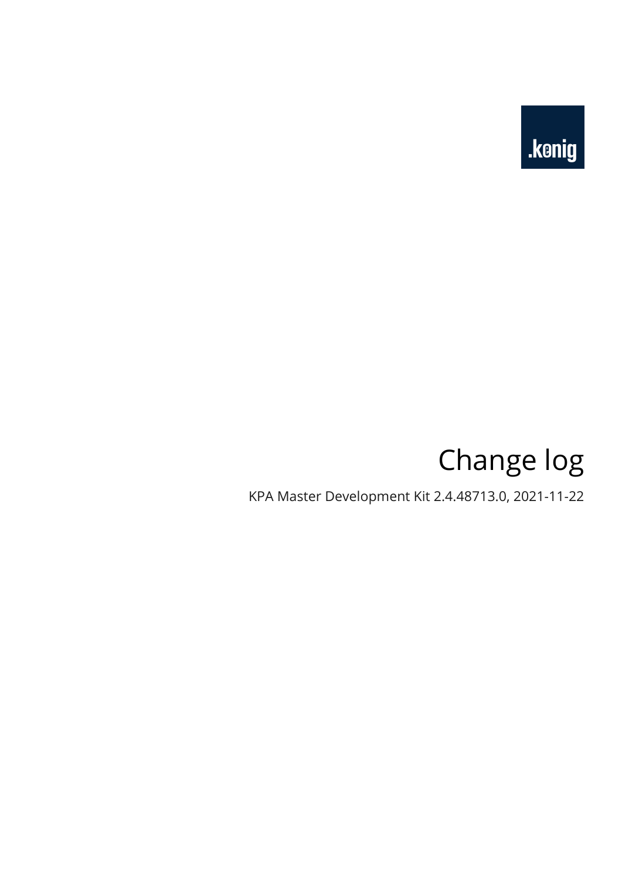.konig

# Change log

KPA Master Development Kit 2.4.48713.0, 2021-11-22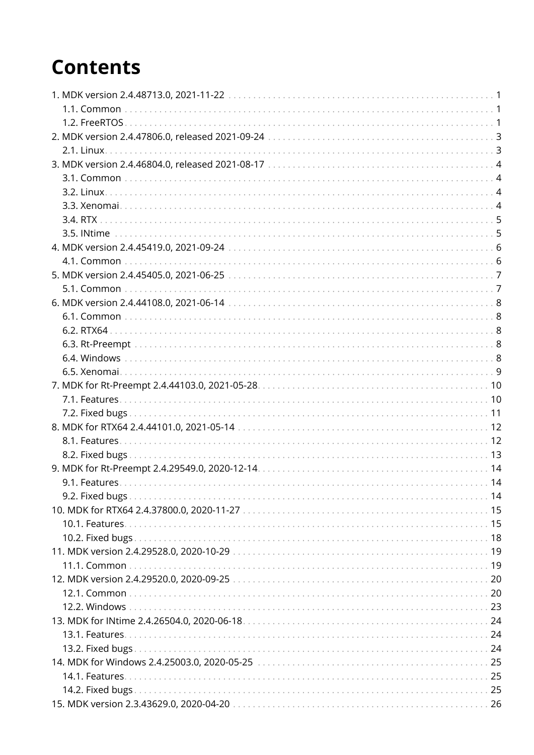# Contents

- 1. MDK version 2.4.48713.0, 2021-11-22 ... 1
  - 1.1. Common ... 1
  - 1.2. FreeRTOS ... 1
- 2. MDK version 2.4.47806.0, released 2021-09-24 ... 3
  - 2.1. Linux ... 3
- 3. MDK version 2.4.46804.0, released 2021-08-17 ... 4
  - 3.1. Common ... 4
  - 3.2. Linux ... 4
  - 3.3. Xenomai ... 4
  - 3.4. RTX ... 5
  - 3.5. INtime ... 5
- 4. MDK version 2.4.45419.0, 2021-09-24 ... 6
  - 4.1. Common ... 6
- 5. MDK version 2.4.45405.0, 2021-06-25 ... 7
  - 5.1. Common ... 7
- 6. MDK version 2.4.44108.0, 2021-06-14 ... 8
  - 6.1. Common ... 8
  - 6.2. RTX64 ... 8
  - 6.3. Rt-Preempt ... 8
  - 6.4. Windows ... 8
  - 6.5. Xenomai ... 9
- 7. MDK for Rt-Preempt 2.4.44103.0, 2021-05-28 ... 10
  - 7.1. Features ... 10
  - 7.2. Fixed bugs ... 11
- 8. MDK for RTX64 2.4.44101.0, 2021-05-14 ... 12
  - 8.1. Features ... 12
  - 8.2. Fixed bugs ... 13
- 9. MDK for Rt-Preempt 2.4.29549.0, 2020-12-14 ... 14
  - 9.1. Features ... 14
  - 9.2. Fixed bugs ... 14
- 10. MDK for RTX64 2.4.37800.0, 2020-11-27 ... 15
  - 10.1. Features ... 15
  - 10.2. Fixed bugs ... 18
- 11. MDK version 2.4.29528.0, 2020-10-29 ... 19
  - 11.1. Common ... 19
- 12. MDK version 2.4.29520.0, 2020-09-25 ... 20
  - 12.1. Common ... 20
  - 12.2. Windows ... 23
- 13. MDK for INtime 2.4.26504.0, 2020-06-18 ... 24
  - 13.1. Features ... 24
  - 13.2. Fixed bugs ... 24
- 14. MDK for Windows 2.4.25003.0, 2020-05-25 ... 25
  - 14.1. Features ... 25
  - 14.2. Fixed bugs ... 25
- 15. MDK version 2.3.43629.0, 2020-04-20 ... 26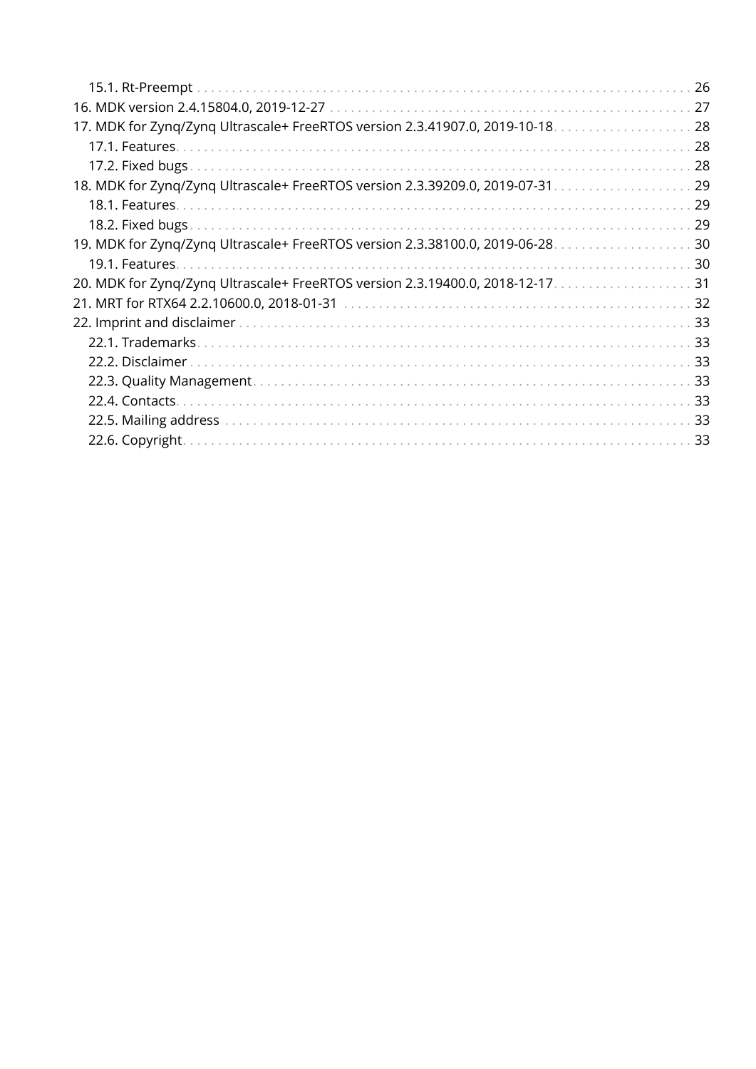- 15.1. Rt-Preempt ..... 26
- 16. MDK version 2.4.15804.0, 2019-12-27 ..... 27
- 17. MDK for Zynq/Zynq Ultrascale+ FreeRTOS version 2.3.41907.0, 2019-10-18 ..... 28
  - 17.1. Features ..... 28
  - 17.2. Fixed bugs ..... 28
- 18. MDK for Zynq/Zynq Ultrascale+ FreeRTOS version 2.3.39209.0, 2019-07-31 ..... 29
  - 18.1. Features ..... 29
  - 18.2. Fixed bugs ..... 29
- 19. MDK for Zynq/Zynq Ultrascale+ FreeRTOS version 2.3.38100.0, 2019-06-28 ..... 30
  - 19.1. Features ..... 30
- 20. MDK for Zynq/Zynq Ultrascale+ FreeRTOS version 2.3.19400.0, 2018-12-17 ..... 31
- 21. MRT for RTX64 2.2.10600.0, 2018-01-31 ..... 32
- 22. Imprint and disclaimer ..... 33
  - 22.1. Trademarks ..... 33
  - 22.2. Disclaimer ..... 33
  - 22.3. Quality Management ..... 33
  - 22.4. Contacts ..... 33
  - 22.5. Mailing address ..... 33
  - 22.6. Copyright ..... 33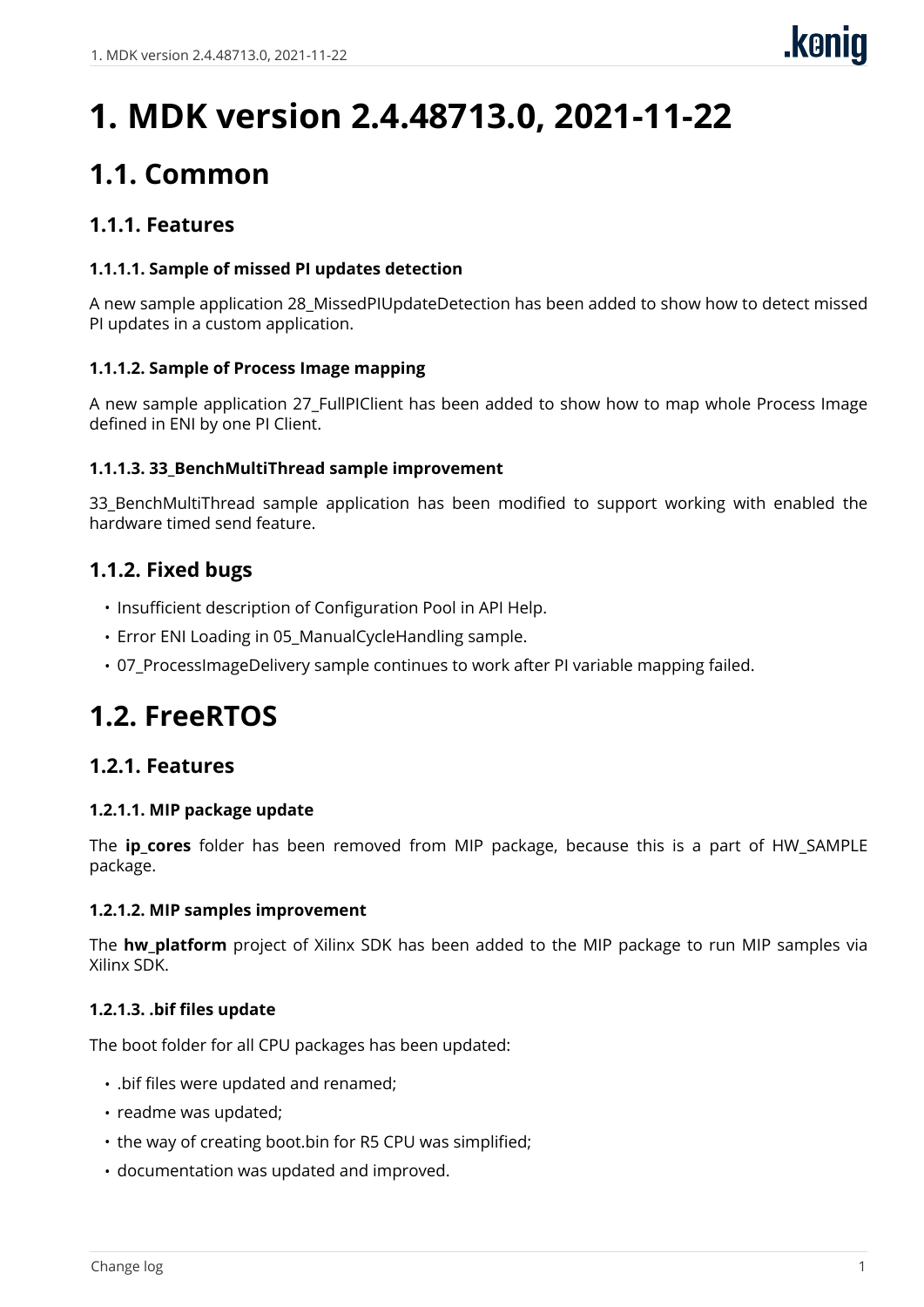# 1. MDK version 2.4.48713.0, 2021-11-22

## 1.1. Common

### 1.1.1. Features

#### 1.1.1.1. Sample of missed PI updates detection

A new sample application 28_MissedPIUpdateDetection has been added to show how to detect missed PI updates in a custom application.

#### 1.1.1.2. Sample of Process Image mapping

A new sample application 27_FullPIClient has been added to show how to map whole Process Image defined in ENI by one PI Client.

#### 1.1.1.3. 33_BenchMultiThread sample improvement

33_BenchMultiThread sample application has been modified to support working with enabled the hardware timed send feature.

### 1.1.2. Fixed bugs

- Insufficient description of Configuration Pool in API Help.
- Error ENI Loading in 05_ManualCycleHandling sample.
- 07_ProcessImageDelivery sample continues to work after PI variable mapping failed.

## 1.2. FreeRTOS

### 1.2.1. Features

#### 1.2.1.1. MIP package update

The **ip_cores** folder has been removed from MIP package, because this is a part of HW_SAMPLE package.

#### 1.2.1.2. MIP samples improvement

The **hw_platform** project of Xilinx SDK has been added to the MIP package to run MIP samples via Xilinx SDK.

#### 1.2.1.3. .bif files update

The boot folder for all CPU packages has been updated:

- .bif files were updated and renamed;
- readme was updated;
- the way of creating boot.bin for R5 CPU was simplified;
- documentation was updated and improved.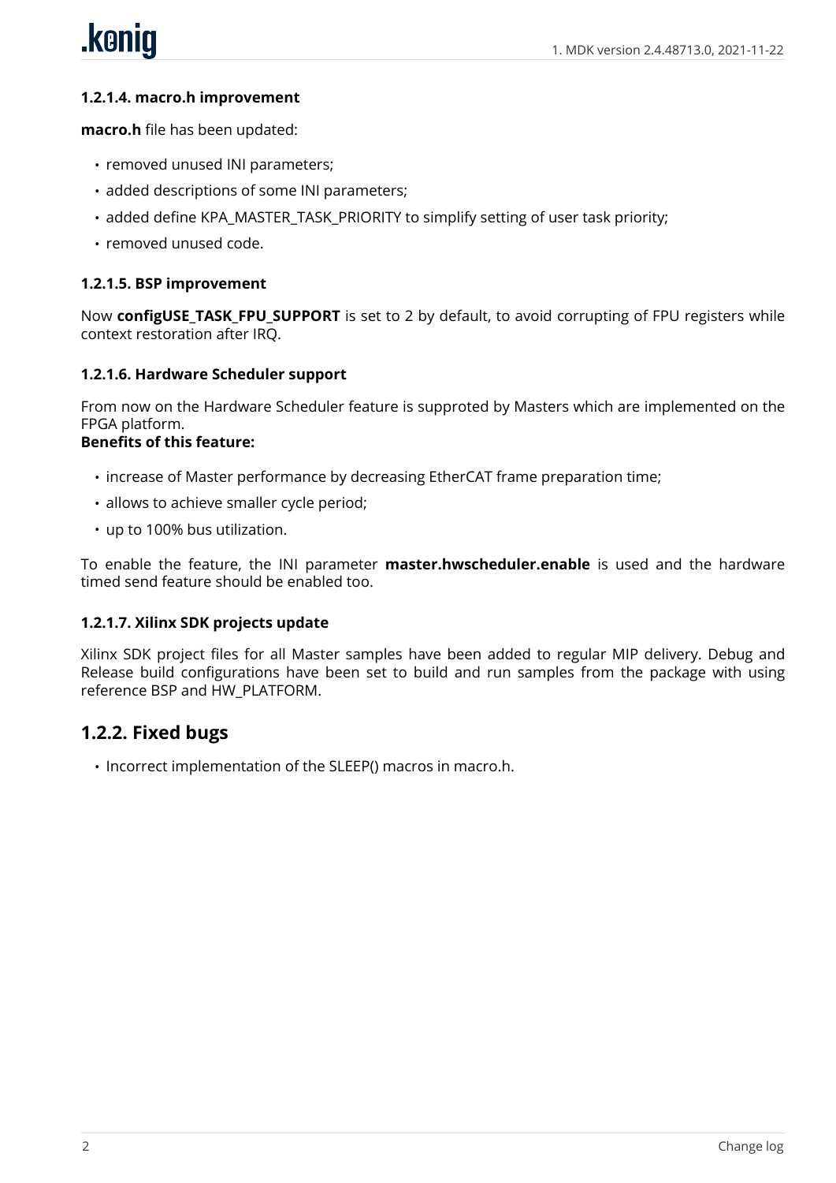#### 1.2.1.4. macro.h improvement

**macro.h** file has been updated:

- removed unused INI parameters;
- added descriptions of some INI parameters;
- added define KPA_MASTER_TASK_PRIORITY to simplify setting of user task priority;
- removed unused code.

#### 1.2.1.5. BSP improvement

Now **configUSE_TASK_FPU_SUPPORT** is set to 2 by default, to avoid corrupting of FPU registers while context restoration after IRQ.

#### 1.2.1.6. Hardware Scheduler support

From now on the Hardware Scheduler feature is supproted by Masters which are implemented on the FPGA platform.
**Benefits of this feature:**

- increase of Master performance by decreasing EtherCAT frame preparation time;
- allows to achieve smaller cycle period;
- up to 100% bus utilization.

To enable the feature, the INI parameter **master.hwscheduler.enable** is used and the hardware timed send feature should be enabled too.

#### 1.2.1.7. Xilinx SDK projects update

Xilinx SDK project files for all Master samples have been added to regular MIP delivery. Debug and Release build configurations have been set to build and run samples from the package with using reference BSP and HW_PLATFORM.

### 1.2.2. Fixed bugs

- Incorrect implementation of the SLEEP() macros in macro.h.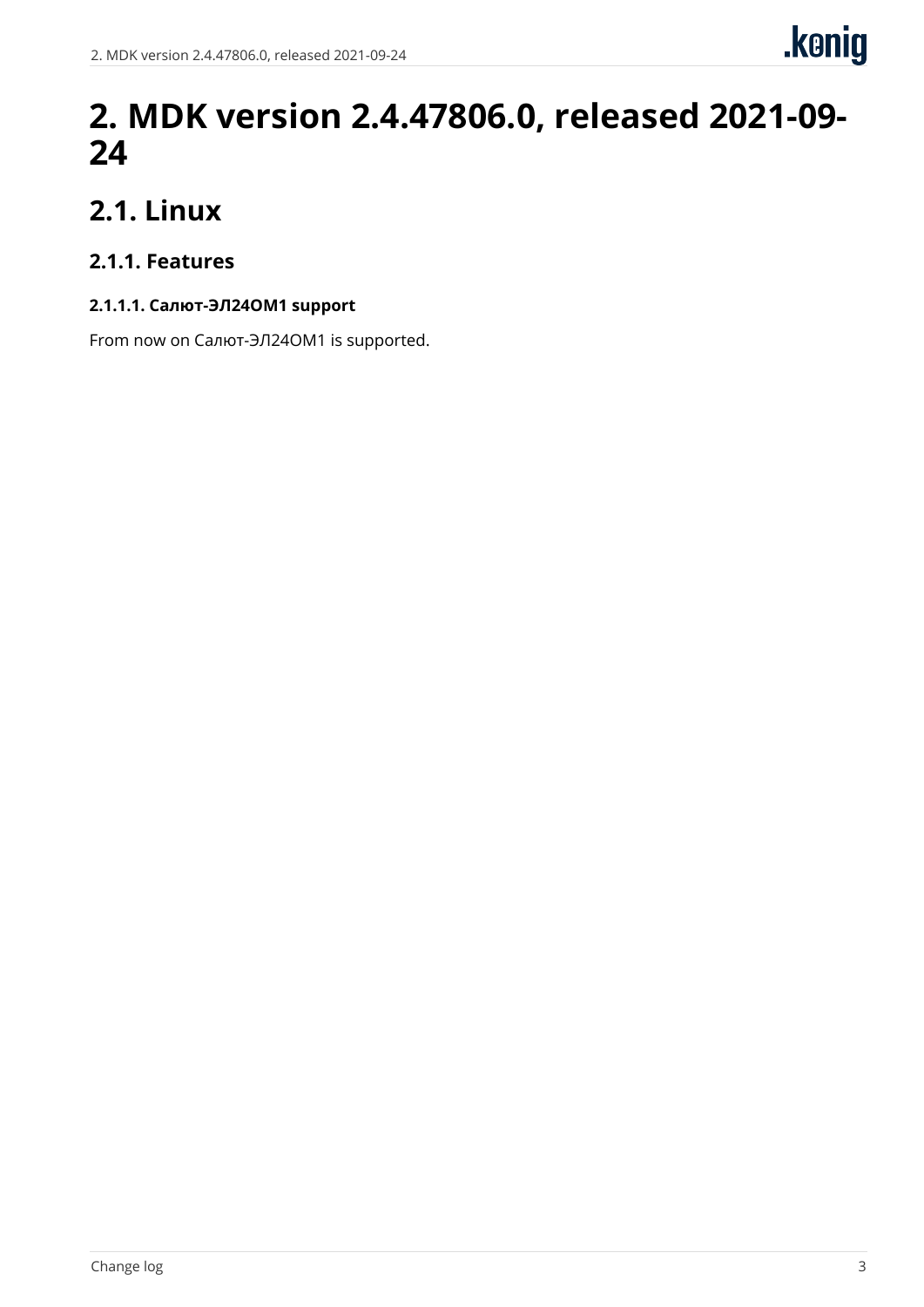# 2. MDK version 2.4.47806.0, released 2021-09-24

## 2.1. Linux

### 2.1.1. Features

#### 2.1.1.1. Салют-ЭЛ24ОМ1 support

From now on Салют-ЭЛ24ОМ1 is supported.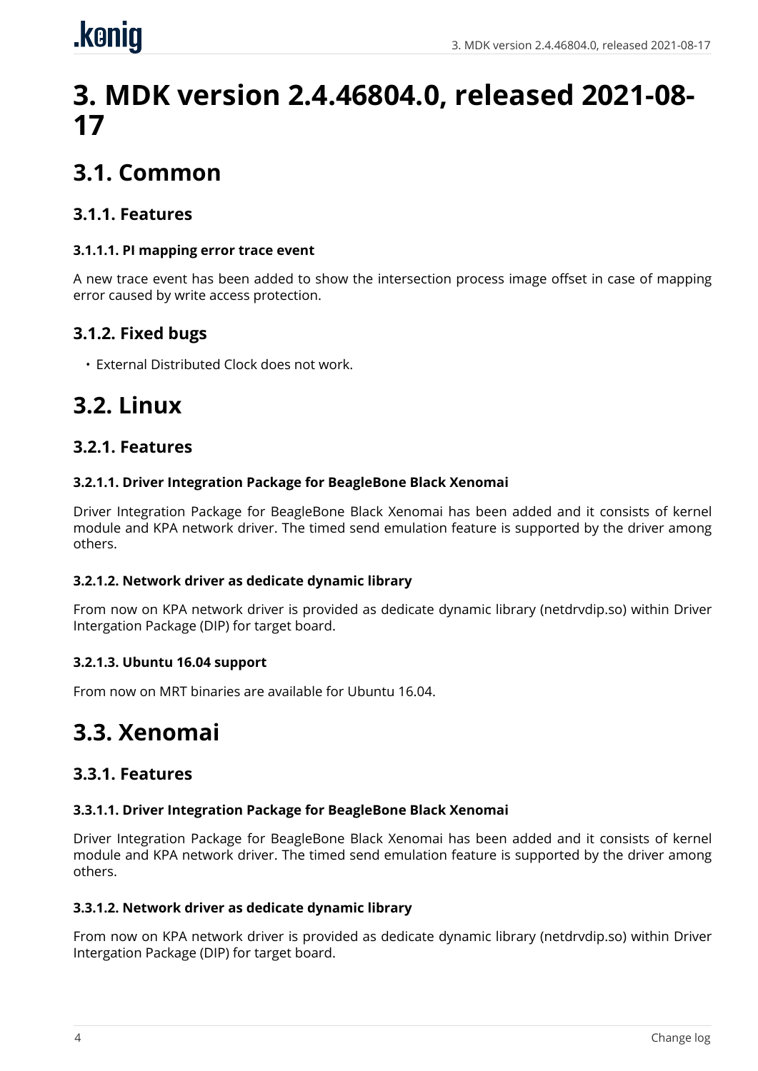# 3. MDK version 2.4.46804.0, released 2021-08-17

## 3.1. Common

### 3.1.1. Features

#### 3.1.1.1. PI mapping error trace event

A new trace event has been added to show the intersection process image offset in case of mapping error caused by write access protection.

### 3.1.2. Fixed bugs

- External Distributed Clock does not work.

## 3.2. Linux

### 3.2.1. Features

#### 3.2.1.1. Driver Integration Package for BeagleBone Black Xenomai

Driver Integration Package for BeagleBone Black Xenomai has been added and it consists of kernel module and KPA network driver. The timed send emulation feature is supported by the driver among others.

#### 3.2.1.2. Network driver as dedicate dynamic library

From now on KPA network driver is provided as dedicate dynamic library (netdrvdip.so) within Driver Intergation Package (DIP) for target board.

#### 3.2.1.3. Ubuntu 16.04 support

From now on MRT binaries are available for Ubuntu 16.04.

## 3.3. Xenomai

### 3.3.1. Features

#### 3.3.1.1. Driver Integration Package for BeagleBone Black Xenomai

Driver Integration Package for BeagleBone Black Xenomai has been added and it consists of kernel module and KPA network driver. The timed send emulation feature is supported by the driver among others.

#### 3.3.1.2. Network driver as dedicate dynamic library

From now on KPA network driver is provided as dedicate dynamic library (netdrvdip.so) within Driver Intergation Package (DIP) for target board.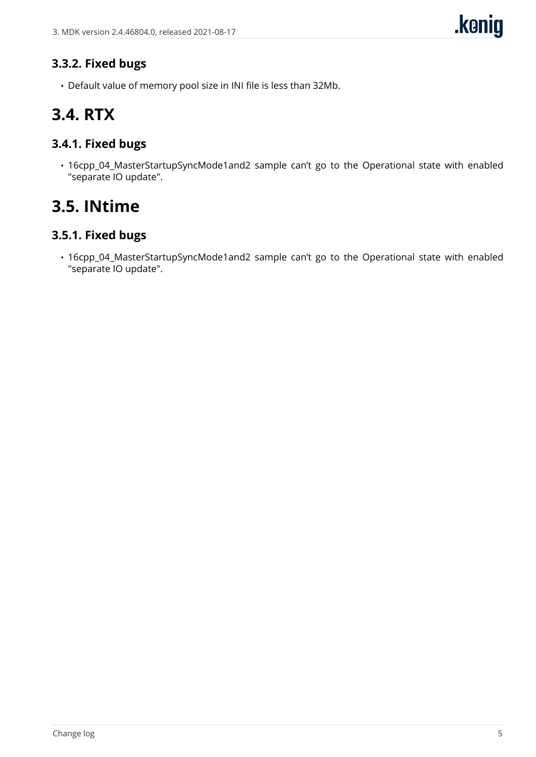### 3.3.2. Fixed bugs

- Default value of memory pool size in INI file is less than 32Mb.

## 3.4. RTX

### 3.4.1. Fixed bugs

- 16cpp_04_MasterStartupSyncMode1and2 sample can't go to the Operational state with enabled "separate IO update".

## 3.5. INtime

### 3.5.1. Fixed bugs

- 16cpp_04_MasterStartupSyncMode1and2 sample can't go to the Operational state with enabled "separate IO update".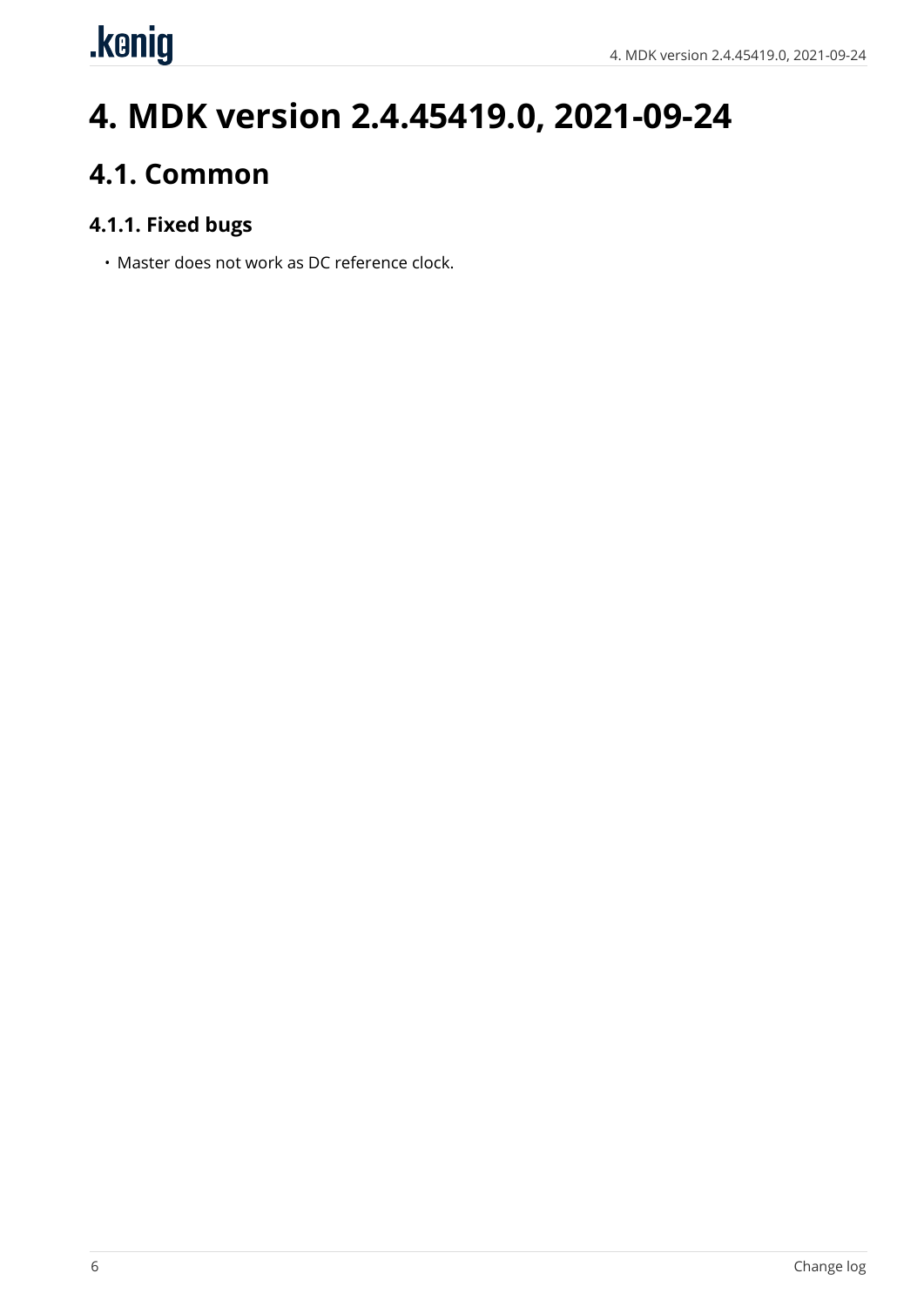# 4. MDK version 2.4.45419.0, 2021-09-24

## 4.1. Common

### 4.1.1. Fixed bugs

- Master does not work as DC reference clock.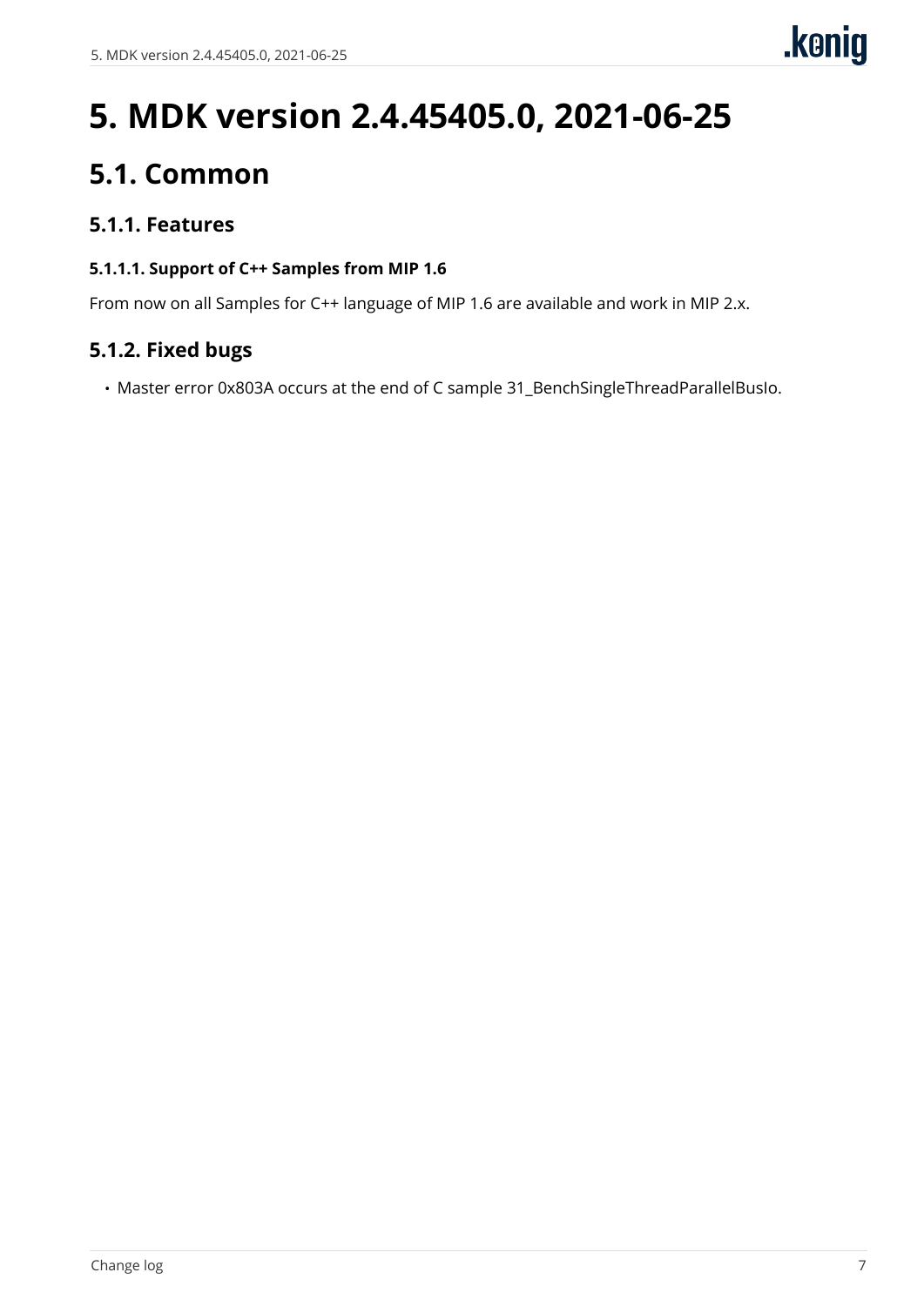# 5. MDK version 2.4.45405.0, 2021-06-25

## 5.1. Common

### 5.1.1. Features

#### 5.1.1.1. Support of C++ Samples from MIP 1.6

From now on all Samples for C++ language of MIP 1.6 are available and work in MIP 2.x.

### 5.1.2. Fixed bugs

- Master error 0x803A occurs at the end of C sample 31_BenchSingleThreadParallelBusIo.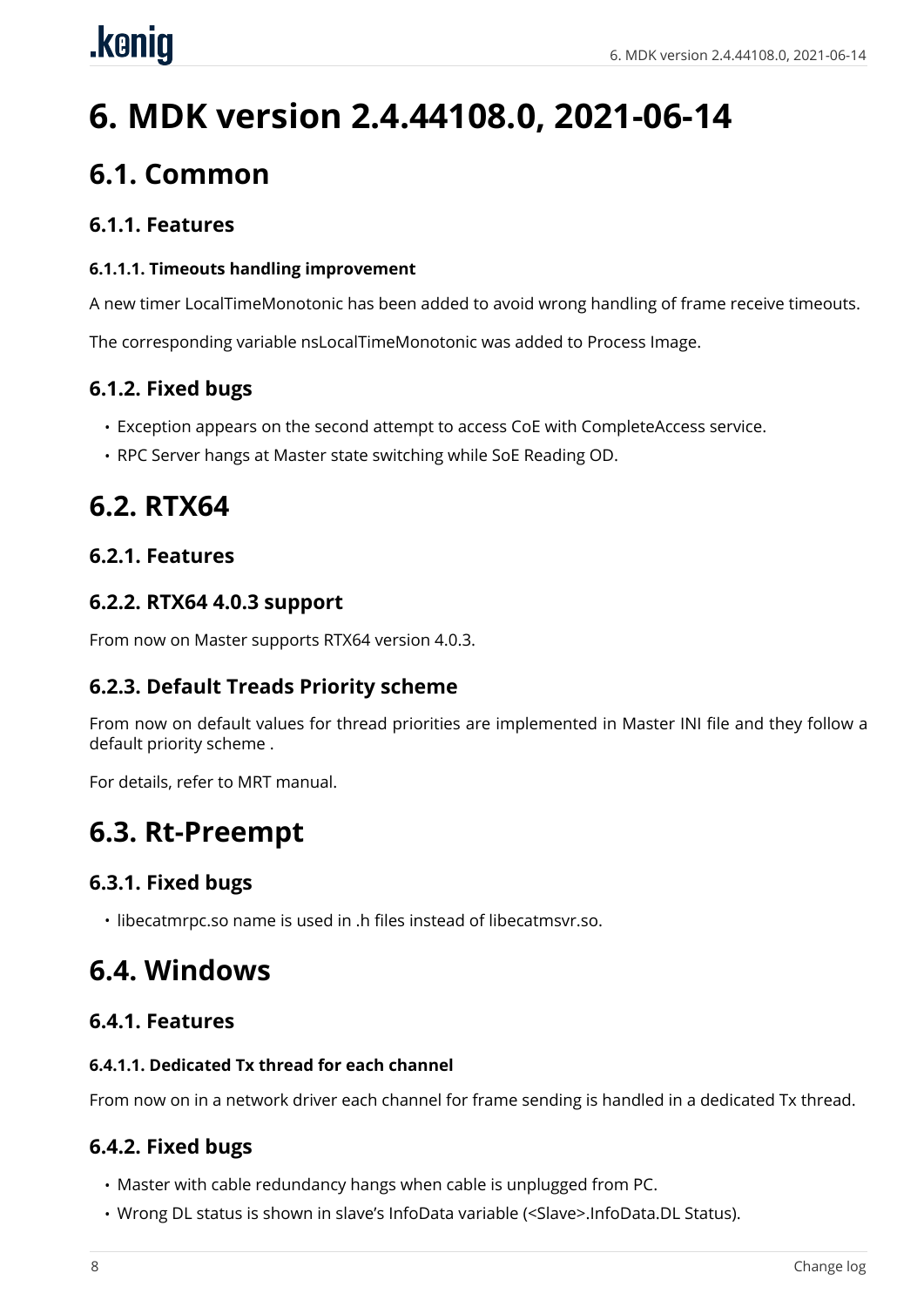# 6. MDK version 2.4.44108.0, 2021-06-14

## 6.1. Common

### 6.1.1. Features

#### 6.1.1.1. Timeouts handling improvement

A new timer LocalTimeMonotonic has been added to avoid wrong handling of frame receive timeouts.

The corresponding variable nsLocalTimeMonotonic was added to Process Image.

### 6.1.2. Fixed bugs

- Exception appears on the second attempt to access CoE with CompleteAccess service.
- RPC Server hangs at Master state switching while SoE Reading OD.

## 6.2. RTX64

### 6.2.1. Features

### 6.2.2. RTX64 4.0.3 support

From now on Master supports RTX64 version 4.0.3.

### 6.2.3. Default Treads Priority scheme

From now on default values for thread priorities are implemented in Master INI file and they follow a default priority scheme .

For details, refer to MRT manual.

## 6.3. Rt-Preempt

### 6.3.1. Fixed bugs

- libecatmrpc.so name is used in .h files instead of libecatmsvr.so.

## 6.4. Windows

### 6.4.1. Features

#### 6.4.1.1. Dedicated Tx thread for each channel

From now on in a network driver each channel for frame sending is handled in a dedicated Tx thread.

### 6.4.2. Fixed bugs

- Master with cable redundancy hangs when cable is unplugged from PC.
- Wrong DL status is shown in slave's InfoData variable (<Slave>.InfoData.DL Status).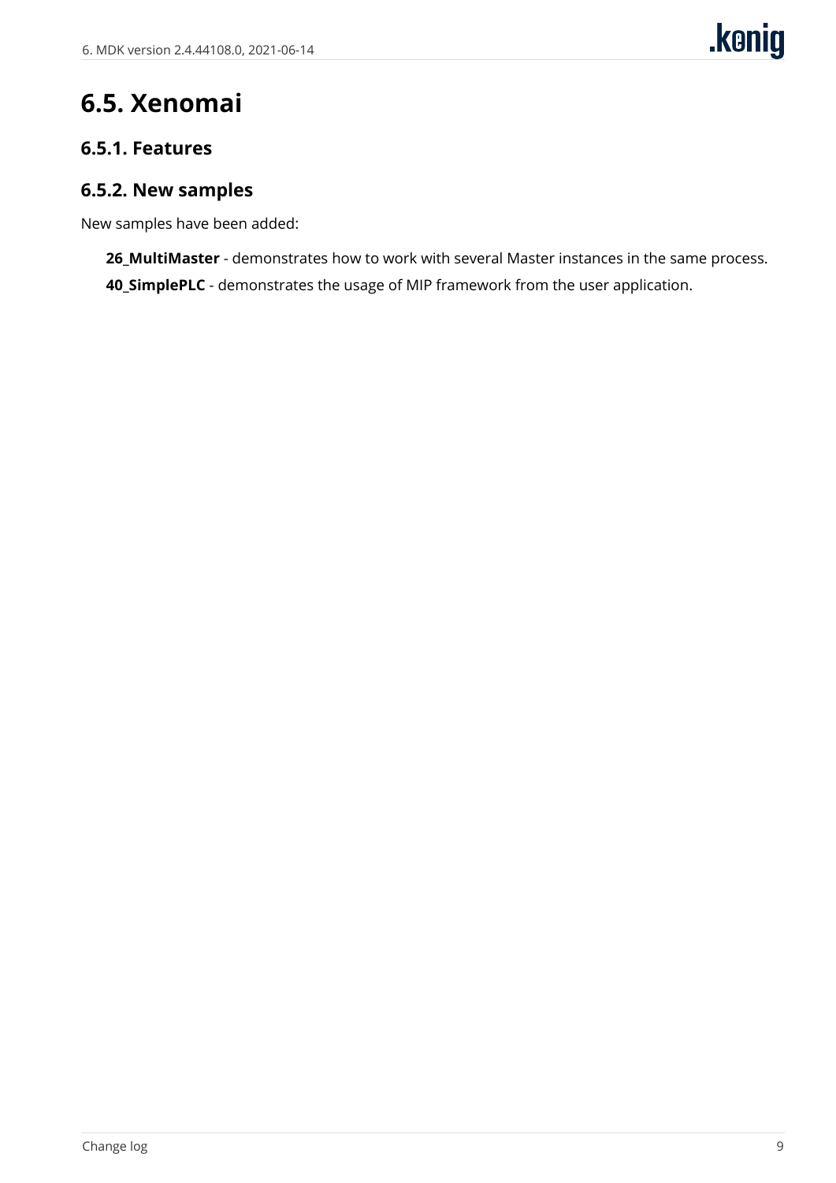# 6.5. Xenomai

## 6.5.1. Features

## 6.5.2. New samples

New samples have been added:

**26_MultiMaster** - demonstrates how to work with several Master instances in the same process.

**40_SimplePLC** - demonstrates the usage of MIP framework from the user application.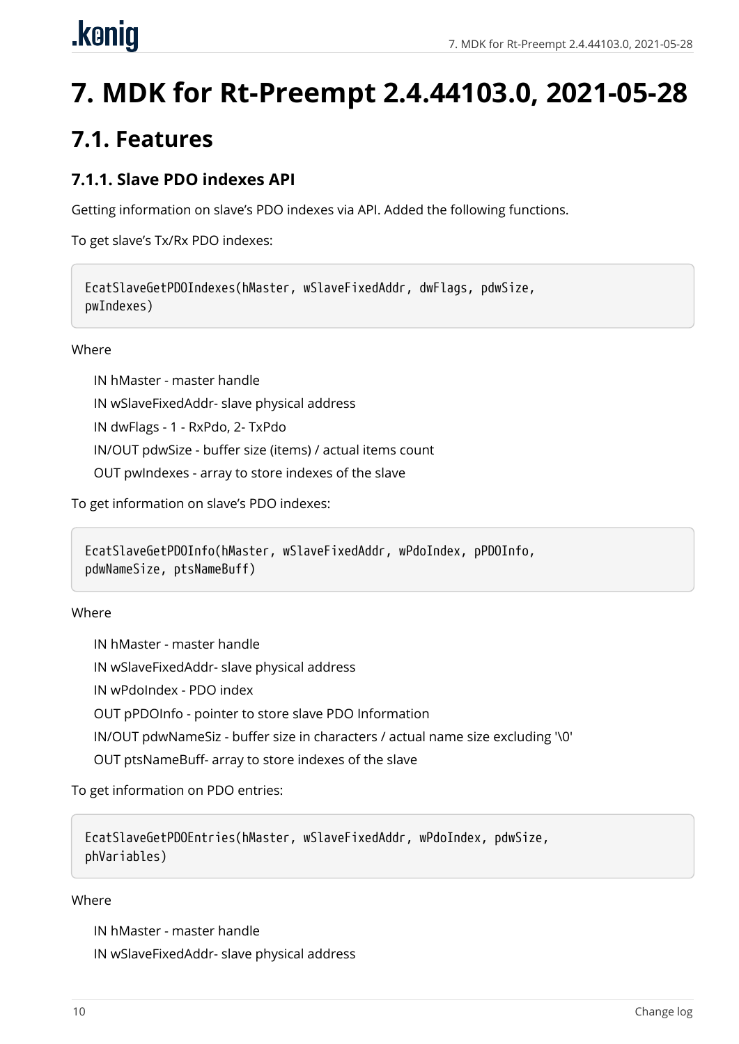# 7. MDK for Rt-Preempt 2.4.44103.0, 2021-05-28

## 7.1. Features

### 7.1.1. Slave PDO indexes API

Getting information on slave's PDO indexes via API. Added the following functions.

To get slave's Tx/Rx PDO indexes:

```
EcatSlaveGetPDOIndexes(hMaster, wSlaveFixedAddr, dwFlags, pdwSize,
pwIndexes)
```

Where

IN hMaster - master handle

IN wSlaveFixedAddr- slave physical address

IN dwFlags - 1 - RxPdo, 2- TxPdo

IN/OUT pdwSize - buffer size (items) / actual items count

OUT pwIndexes - array to store indexes of the slave

To get information on slave's PDO indexes:

```
EcatSlaveGetPDOInfo(hMaster, wSlaveFixedAddr, wPdoIndex, pPDOInfo,
pdwNameSize, ptsNameBuff)
```

Where

IN hMaster - master handle

IN wSlaveFixedAddr- slave physical address

IN wPdoIndex - PDO index

OUT pPDOInfo - pointer to store slave PDO Information

IN/OUT pdwNameSiz - buffer size in characters / actual name size excluding '\0'

OUT ptsNameBuff- array to store indexes of the slave

To get information on PDO entries:

```
EcatSlaveGetPDOEntries(hMaster, wSlaveFixedAddr, wPdoIndex, pdwSize,
phVariables)
```

Where

IN hMaster - master handle

IN wSlaveFixedAddr- slave physical address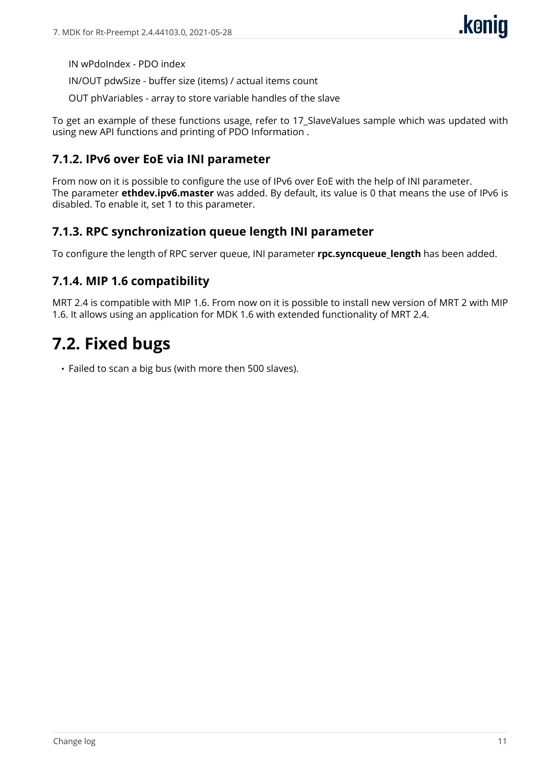IN wPdoIndex - PDO index

IN/OUT pdwSize - buffer size (items) / actual items count

OUT phVariables - array to store variable handles of the slave

To get an example of these functions usage, refer to 17_SlaveValues sample which was updated with using new API functions and printing of PDO Information .

### 7.1.2. IPv6 over EoE via INI parameter

From now on it is possible to configure the use of IPv6 over EoE with the help of INI parameter. The parameter **ethdev.ipv6.master** was added. By default, its value is 0 that means the use of IPv6 is disabled. To enable it, set 1 to this parameter.

### 7.1.3. RPC synchronization queue length INI parameter

To configure the length of RPC server queue, INI parameter **rpc.syncqueue_length** has been added.

### 7.1.4. MIP 1.6 compatibility

MRT 2.4 is compatible with MIP 1.6. From now on it is possible to install new version of MRT 2 with MIP 1.6. It allows using an application for MDK 1.6 with extended functionality of MRT 2.4.

## 7.2. Fixed bugs

- Failed to scan a big bus (with more then 500 slaves).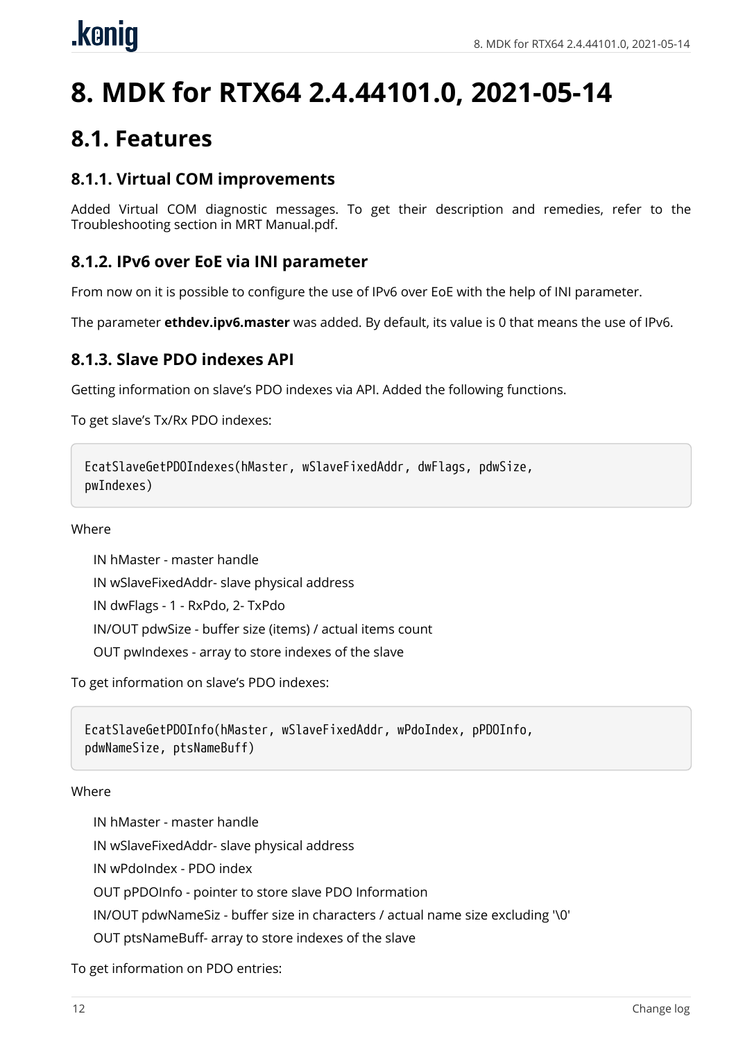# 8. MDK for RTX64 2.4.44101.0, 2021-05-14

## 8.1. Features

### 8.1.1. Virtual COM improvements

Added Virtual COM diagnostic messages. To get their description and remedies, refer to the Troubleshooting section in MRT Manual.pdf.

### 8.1.2. IPv6 over EoE via INI parameter

From now on it is possible to configure the use of IPv6 over EoE with the help of INI parameter.

The parameter **ethdev.ipv6.master** was added. By default, its value is 0 that means the use of IPv6.

### 8.1.3. Slave PDO indexes API

Getting information on slave's PDO indexes via API. Added the following functions.

To get slave's Tx/Rx PDO indexes:

```
EcatSlaveGetPDOIndexes(hMaster, wSlaveFixedAddr, dwFlags, pdwSize,
pwIndexes)
```

Where

IN hMaster - master handle

IN wSlaveFixedAddr- slave physical address

IN dwFlags - 1 - RxPdo, 2- TxPdo

IN/OUT pdwSize - buffer size (items) / actual items count

OUT pwIndexes - array to store indexes of the slave

To get information on slave's PDO indexes:

```
EcatSlaveGetPDOInfo(hMaster, wSlaveFixedAddr, wPdoIndex, pPDOInfo,
pdwNameSize, ptsNameBuff)
```

Where

IN hMaster - master handle

IN wSlaveFixedAddr- slave physical address

IN wPdoIndex - PDO index

OUT pPDOInfo - pointer to store slave PDO Information

IN/OUT pdwNameSiz - buffer size in characters / actual name size excluding '\0'

OUT ptsNameBuff- array to store indexes of the slave

To get information on PDO entries: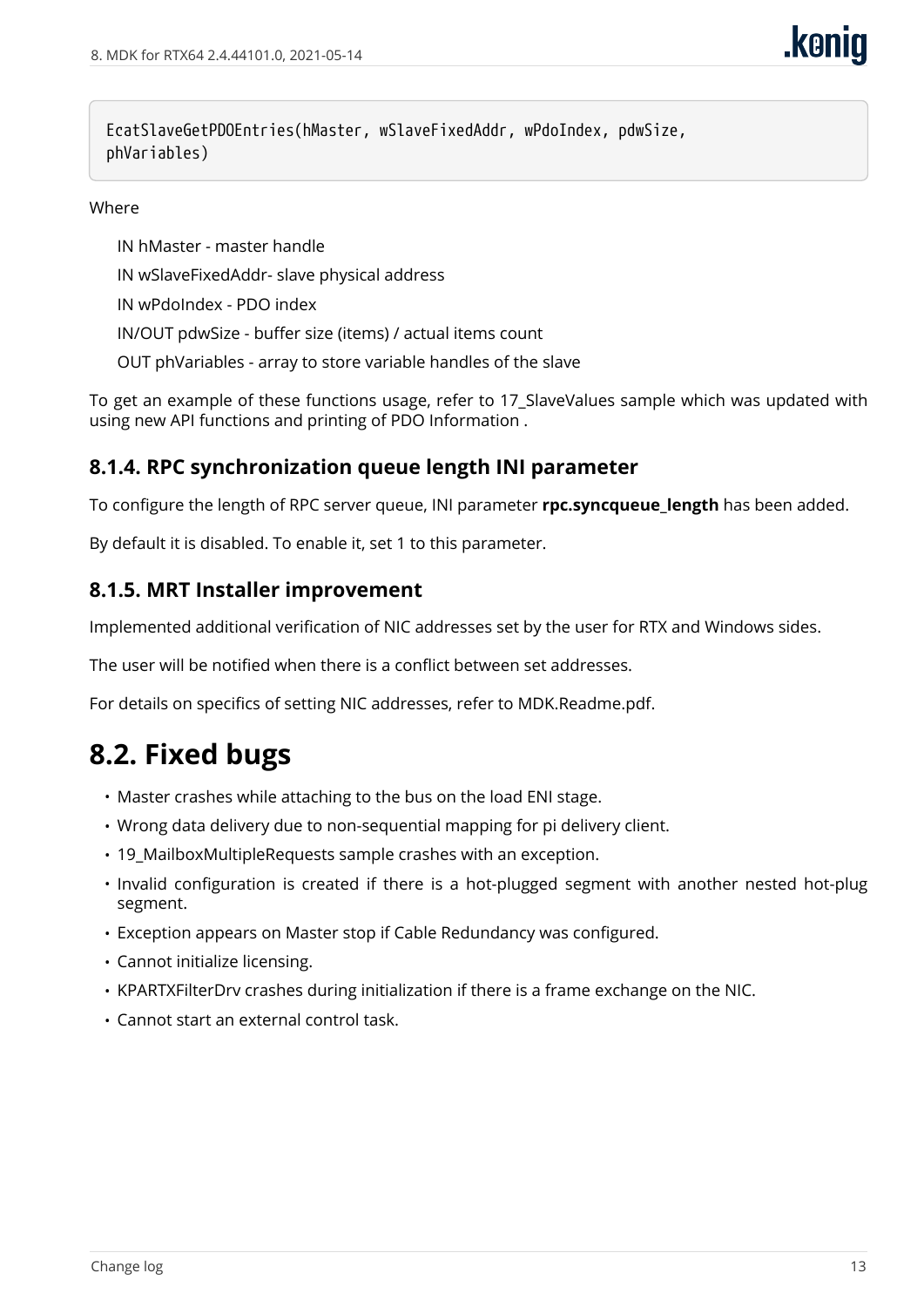```
EcatSlaveGetPDOEntries(hMaster, wSlaveFixedAddr, wPdoIndex, pdwSize,
phVariables)
```

Where

IN hMaster - master handle

IN wSlaveFixedAddr- slave physical address

IN wPdoIndex - PDO index

IN/OUT pdwSize - buffer size (items) / actual items count

OUT phVariables - array to store variable handles of the slave

To get an example of these functions usage, refer to 17_SlaveValues sample which was updated with using new API functions and printing of PDO Information .

### 8.1.4. RPC synchronization queue length INI parameter

To configure the length of RPC server queue, INI parameter **rpc.syncqueue_length** has been added.

By default it is disabled. To enable it, set 1 to this parameter.

### 8.1.5. MRT Installer improvement

Implemented additional verification of NIC addresses set by the user for RTX and Windows sides.

The user will be notified when there is a conflict between set addresses.

For details on specifics of setting NIC addresses, refer to MDK.Readme.pdf.

## 8.2. Fixed bugs

- Master crashes while attaching to the bus on the load ENI stage.
- Wrong data delivery due to non-sequential mapping for pi delivery client.
- 19_MailboxMultipleRequests sample crashes with an exception.
- Invalid configuration is created if there is a hot-plugged segment with another nested hot-plug segment.
- Exception appears on Master stop if Cable Redundancy was configured.
- Cannot initialize licensing.
- KPARTXFilterDrv crashes during initialization if there is a frame exchange on the NIC.
- Cannot start an external control task.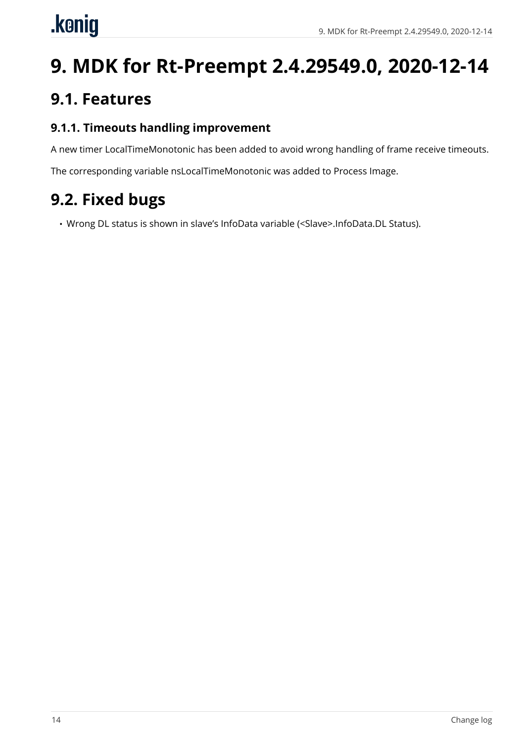# 9. MDK for Rt-Preempt 2.4.29549.0, 2020-12-14

## 9.1. Features

### 9.1.1. Timeouts handling improvement

A new timer LocalTimeMonotonic has been added to avoid wrong handling of frame receive timeouts.

The corresponding variable nsLocalTimeMonotonic was added to Process Image.

## 9.2. Fixed bugs

- Wrong DL status is shown in slave's InfoData variable (<Slave>.InfoData.DL Status).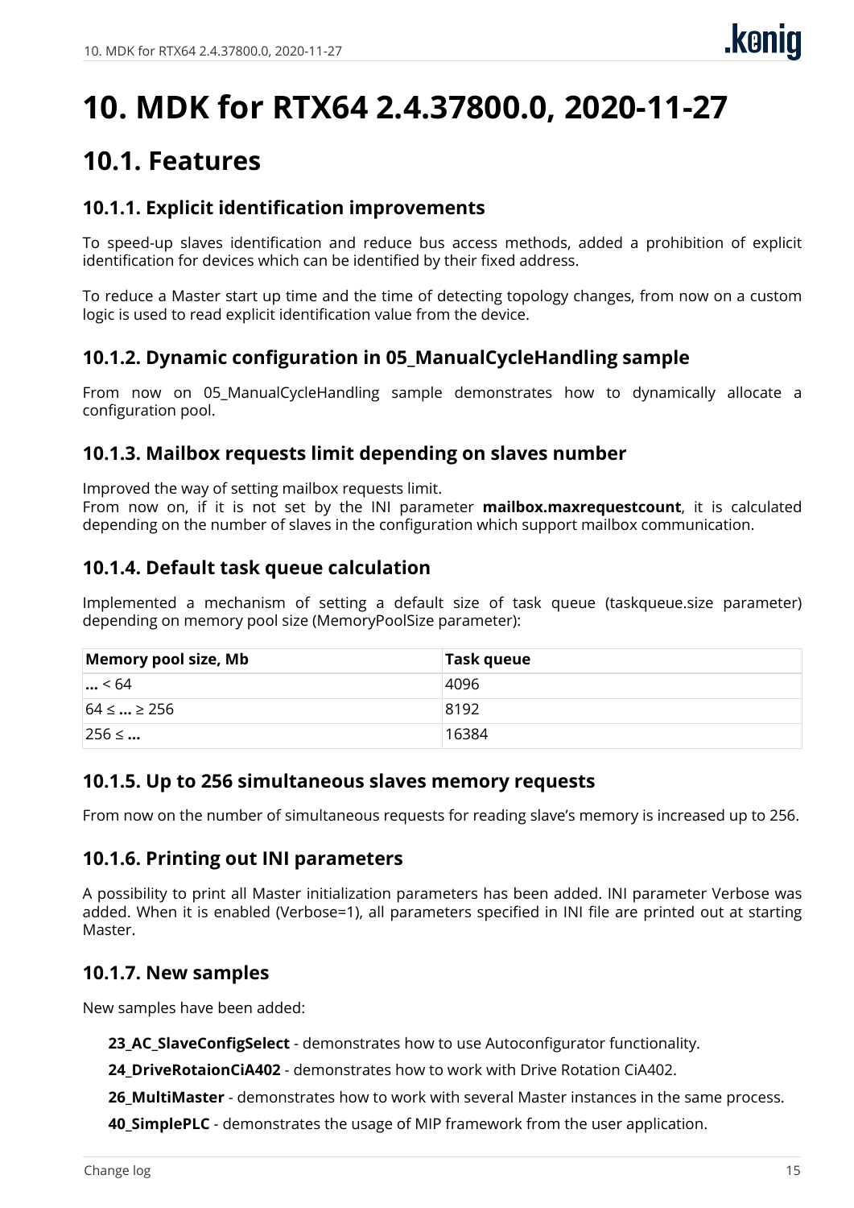# 10. MDK for RTX64 2.4.37800.0, 2020-11-27

## 10.1. Features

### 10.1.1. Explicit identification improvements

To speed-up slaves identification and reduce bus access methods, added a prohibition of explicit identification for devices which can be identified by their fixed address.

To reduce a Master start up time and the time of detecting topology changes, from now on a custom logic is used to read explicit identification value from the device.

### 10.1.2. Dynamic configuration in 05_ManualCycleHandling sample

From now on 05_ManualCycleHandling sample demonstrates how to dynamically allocate a configuration pool.

### 10.1.3. Mailbox requests limit depending on slaves number

Improved the way of setting mailbox requests limit.
From now on, if it is not set by the INI parameter **mailbox.maxrequestcount**, it is calculated depending on the number of slaves in the configuration which support mailbox communication.

### 10.1.4. Default task queue calculation

Implemented a mechanism of setting a default size of task queue (taskqueue.size parameter) depending on memory pool size (MemoryPoolSize parameter):

| Memory pool size, Mb | Task queue |
| --- | --- |
| **...** < 64 | 4096 |
| 64 ≤ **...** ≥ 256 | 8192 |
| 256 ≤ **...** | 16384 |

### 10.1.5. Up to 256 simultaneous slaves memory requests

From now on the number of simultaneous requests for reading slave's memory is increased up to 256.

### 10.1.6. Printing out INI parameters

A possibility to print all Master initialization parameters has been added. INI parameter Verbose was added. When it is enabled (Verbose=1), all parameters specified in INI file are printed out at starting Master.

### 10.1.7. New samples

New samples have been added:

**23_AC_SlaveConfigSelect** - demonstrates how to use Autoconfigurator functionality.

**24_DriveRotaionCiA402** - demonstrates how to work with Drive Rotation CiA402.

**26_MultiMaster** - demonstrates how to work with several Master instances in the same process.

**40_SimplePLC** - demonstrates the usage of MIP framework from the user application.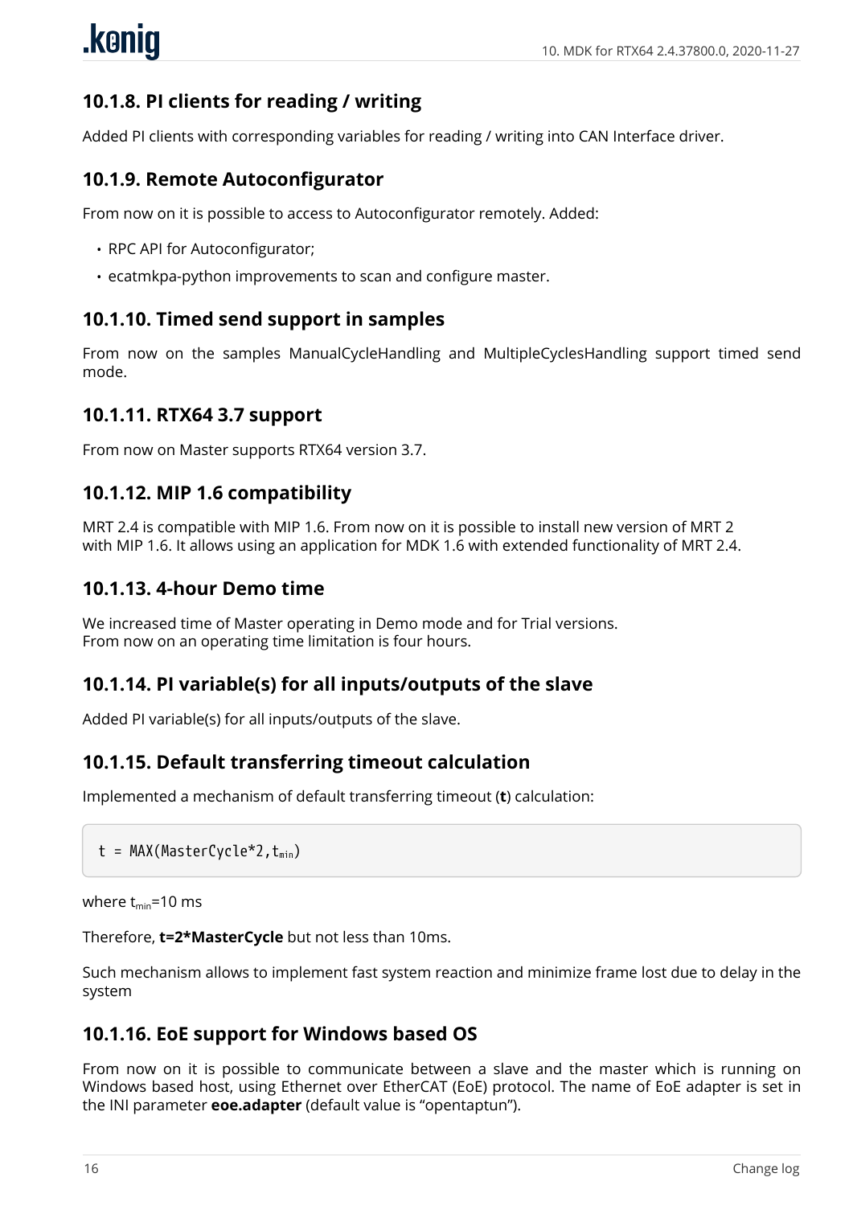### 10.1.8. PI clients for reading / writing

Added PI clients with corresponding variables for reading / writing into CAN Interface driver.

### 10.1.9. Remote Autoconfigurator

From now on it is possible to access to Autoconfigurator remotely. Added:

- RPC API for Autoconfigurator;
- ecatmkpa-python improvements to scan and configure master.

### 10.1.10. Timed send support in samples

From now on the samples ManualCycleHandling and MultipleCyclesHandling support timed send mode.

### 10.1.11. RTX64 3.7 support

From now on Master supports RTX64 version 3.7.

### 10.1.12. MIP 1.6 compatibility

MRT 2.4 is compatible with MIP 1.6. From now on it is possible to install new version of MRT 2 with MIP 1.6. It allows using an application for MDK 1.6 with extended functionality of MRT 2.4.

### 10.1.13. 4-hour Demo time

We increased time of Master operating in Demo mode and for Trial versions.
From now on an operating time limitation is four hours.

### 10.1.14. PI variable(s) for all inputs/outputs of the slave

Added PI variable(s) for all inputs/outputs of the slave.

### 10.1.15. Default transferring timeout calculation

Implemented a mechanism of default transferring timeout (**t**) calculation:

```
t = MAX(MasterCycle*2,tmin)
```

where $t_{min}$=10 ms

Therefore, **t=2*MasterCycle** but not less than 10ms.

Such mechanism allows to implement fast system reaction and minimize frame lost due to delay in the system

### 10.1.16. EoE support for Windows based OS

From now on it is possible to communicate between a slave and the master which is running on Windows based host, using Ethernet over EtherCAT (EoE) protocol. The name of EoE adapter is set in the INI parameter **eoe.adapter** (default value is “opentaptun”).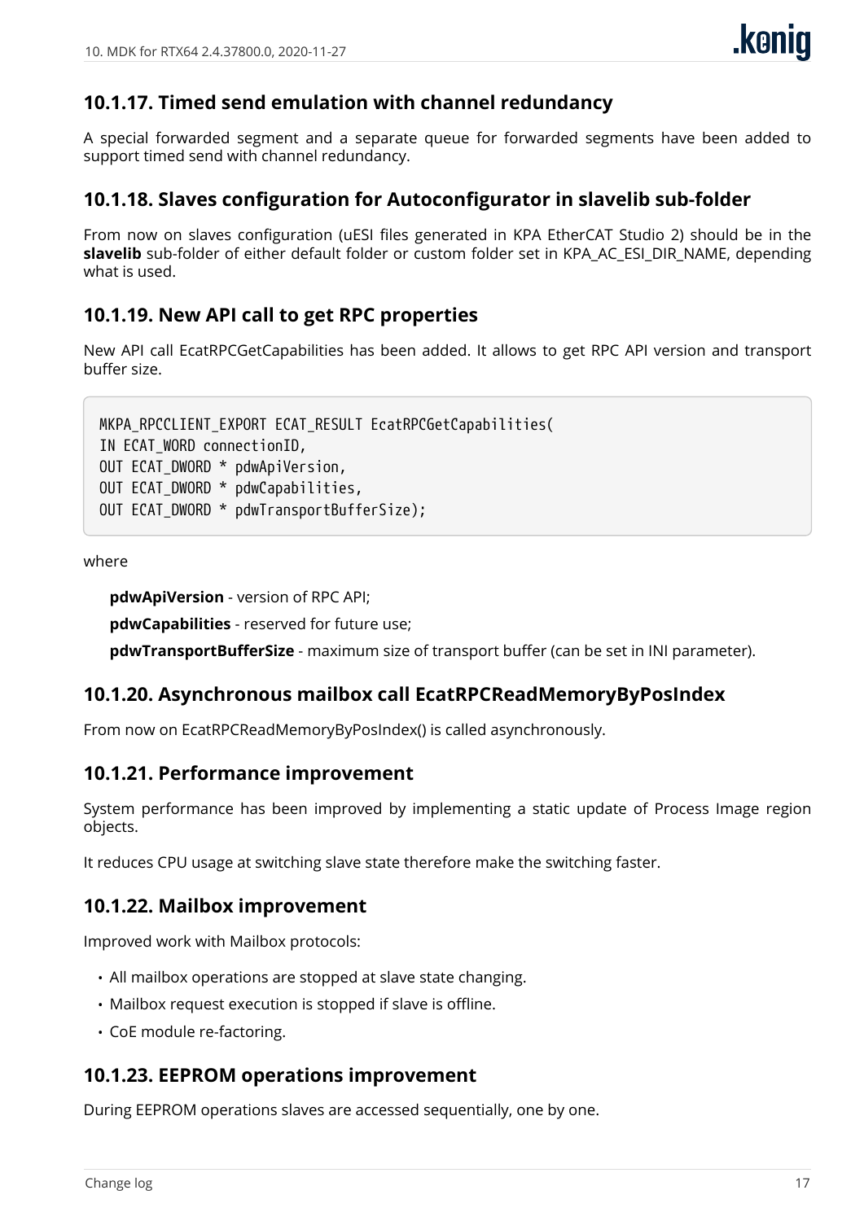### 10.1.17. Timed send emulation with channel redundancy

A special forwarded segment and a separate queue for forwarded segments have been added to support timed send with channel redundancy.

### 10.1.18. Slaves configuration for Autoconfigurator in slavelib sub-folder

From now on slaves configuration (uESI files generated in KPA EtherCAT Studio 2) should be in the **slavelib** sub-folder of either default folder or custom folder set in KPA_AC_ESI_DIR_NAME, depending what is used.

### 10.1.19. New API call to get RPC properties

New API call EcatRPCGetCapabilities has been added. It allows to get RPC API version and transport buffer size.

```
MKPA_RPCCLIENT_EXPORT ECAT_RESULT EcatRPCGetCapabilities(
IN ECAT_WORD connectionID,
OUT ECAT_DWORD * pdwApiVersion,
OUT ECAT_DWORD * pdwCapabilities,
OUT ECAT_DWORD * pdwTransportBufferSize);
```

where

**pdwApiVersion** - version of RPC API;

**pdwCapabilities** - reserved for future use;

**pdwTransportBufferSize** - maximum size of transport buffer (can be set in INI parameter).

### 10.1.20. Asynchronous mailbox call EcatRPCReadMemoryByPosIndex

From now on EcatRPCReadMemoryByPosIndex() is called asynchronously.

### 10.1.21. Performance improvement

System performance has been improved by implementing a static update of Process Image region objects.

It reduces CPU usage at switching slave state therefore make the switching faster.

### 10.1.22. Mailbox improvement

Improved work with Mailbox protocols:

- All mailbox operations are stopped at slave state changing.
- Mailbox request execution is stopped if slave is offline.
- CoE module re-factoring.

### 10.1.23. EEPROM operations improvement

During EEPROM operations slaves are accessed sequentially, one by one.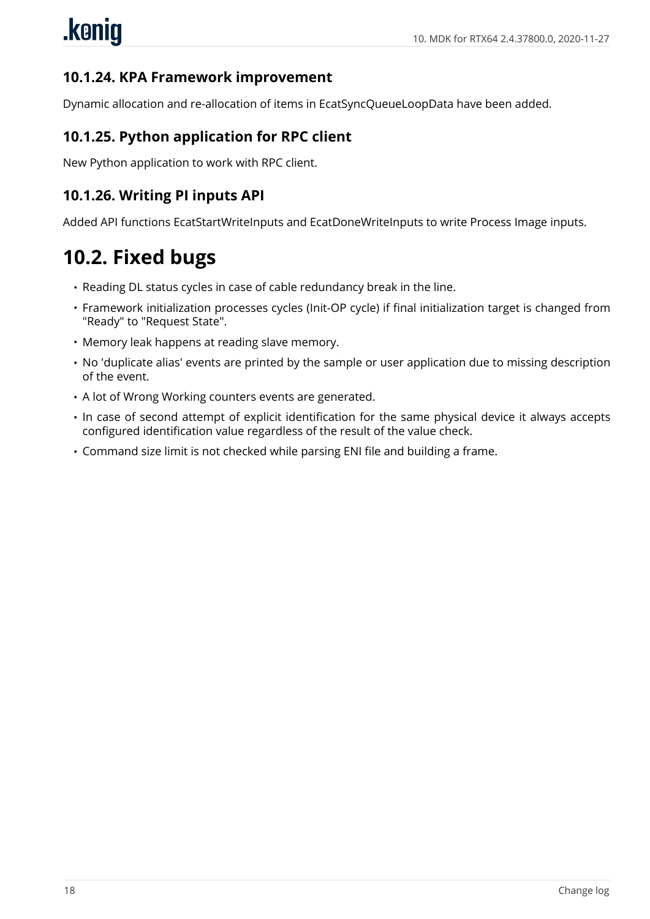### 10.1.24. KPA Framework improvement

Dynamic allocation and re-allocation of items in EcatSyncQueueLoopData have been added.

### 10.1.25. Python application for RPC client

New Python application to work with RPC client.

### 10.1.26. Writing PI inputs API

Added API functions EcatStartWriteInputs and EcatDoneWriteInputs to write Process Image inputs.

## 10.2. Fixed bugs

- Reading DL status cycles in case of cable redundancy break in the line.
- Framework initialization processes cycles (Init-OP cycle) if final initialization target is changed from "Ready" to "Request State".
- Memory leak happens at reading slave memory.
- No 'duplicate alias' events are printed by the sample or user application due to missing description of the event.
- A lot of Wrong Working counters events are generated.
- In case of second attempt of explicit identification for the same physical device it always accepts configured identification value regardless of the result of the value check.
- Command size limit is not checked while parsing ENI file and building a frame.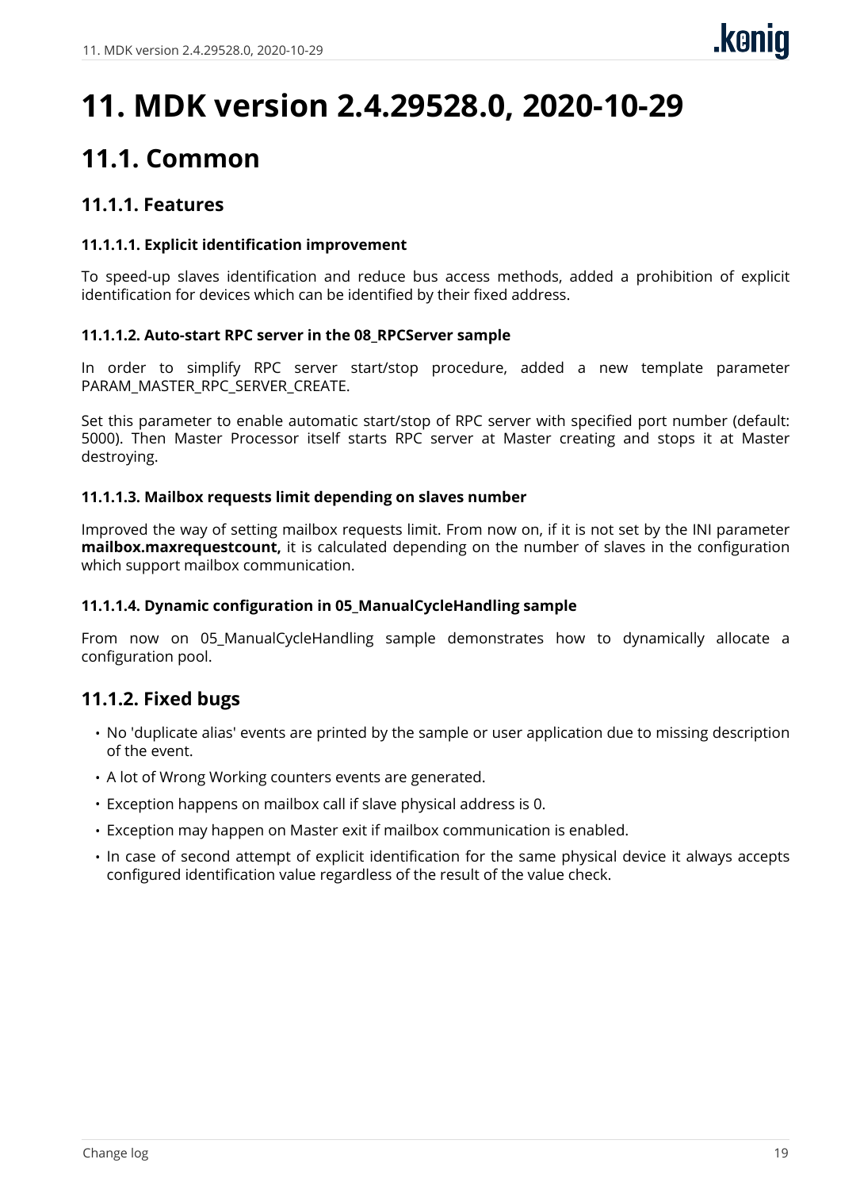# 11. MDK version 2.4.29528.0, 2020-10-29

## 11.1. Common

### 11.1.1. Features

#### 11.1.1.1. Explicit identification improvement

To speed-up slaves identification and reduce bus access methods, added a prohibition of explicit identification for devices which can be identified by their fixed address.

#### 11.1.1.2. Auto-start RPC server in the 08_RPCServer sample

In order to simplify RPC server start/stop procedure, added a new template parameter PARAM_MASTER_RPC_SERVER_CREATE.

Set this parameter to enable automatic start/stop of RPC server with specified port number (default: 5000). Then Master Processor itself starts RPC server at Master creating and stops it at Master destroying.

#### 11.1.1.3. Mailbox requests limit depending on slaves number

Improved the way of setting mailbox requests limit. From now on, if it is not set by the INI parameter **mailbox.maxrequestcount,** it is calculated depending on the number of slaves in the configuration which support mailbox communication.

#### 11.1.1.4. Dynamic configuration in 05_ManualCycleHandling sample

From now on 05_ManualCycleHandling sample demonstrates how to dynamically allocate a configuration pool.

### 11.1.2. Fixed bugs

- No 'duplicate alias' events are printed by the sample or user application due to missing description of the event.
- A lot of Wrong Working counters events are generated.
- Exception happens on mailbox call if slave physical address is 0.
- Exception may happen on Master exit if mailbox communication is enabled.
- In case of second attempt of explicit identification for the same physical device it always accepts configured identification value regardless of the result of the value check.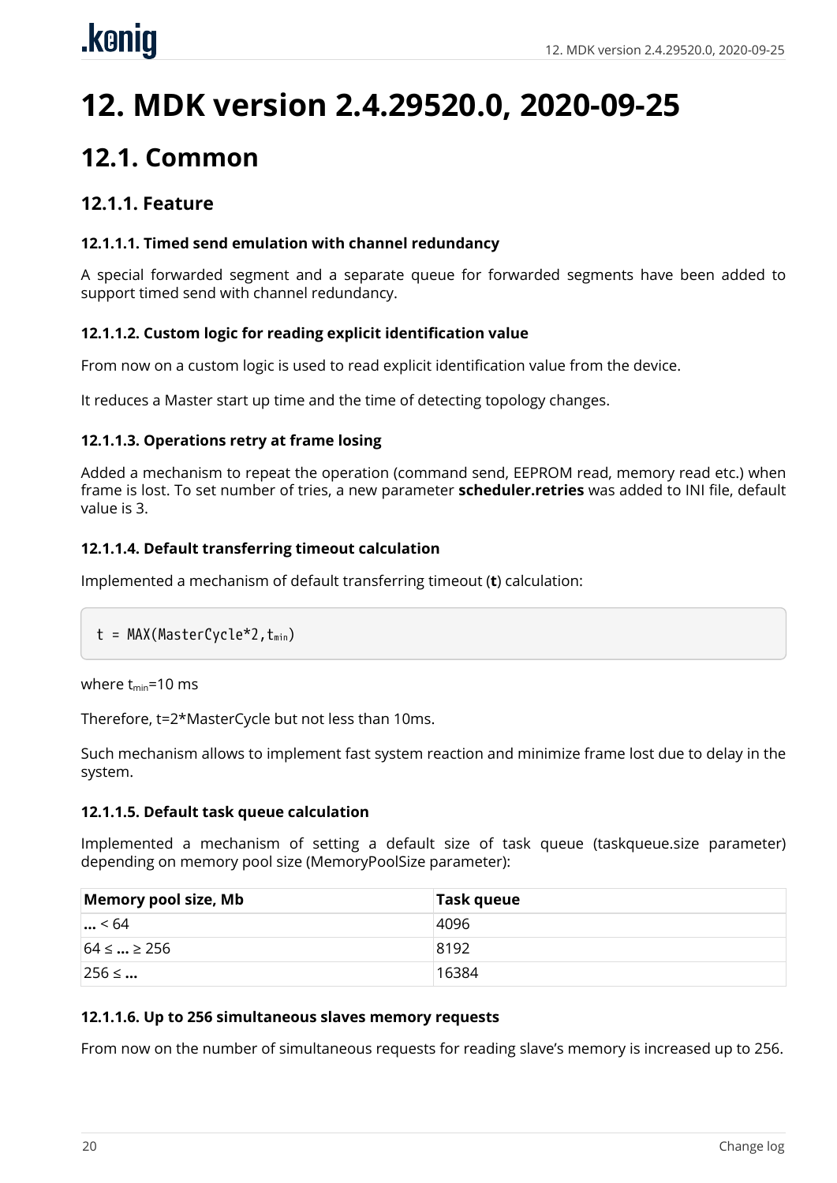# 12. MDK version 2.4.29520.0, 2020-09-25

## 12.1. Common

### 12.1.1. Feature

#### 12.1.1.1. Timed send emulation with channel redundancy

A special forwarded segment and a separate queue for forwarded segments have been added to support timed send with channel redundancy.

#### 12.1.1.2. Custom logic for reading explicit identification value

From now on a custom logic is used to read explicit identification value from the device.

It reduces a Master start up time and the time of detecting topology changes.

#### 12.1.1.3. Operations retry at frame losing

Added a mechanism to repeat the operation (command send, EEPROM read, memory read etc.) when frame is lost. To set number of tries, a new parameter **scheduler.retries** was added to INI file, default value is 3.

#### 12.1.1.4. Default transferring timeout calculation

Implemented a mechanism of default transferring timeout (**t**) calculation:

```
t = MAX(MasterCycle*2,tmin)
```

where $t_{min}$=10 ms

Therefore, t=2*MasterCycle but not less than 10ms.

Such mechanism allows to implement fast system reaction and minimize frame lost due to delay in the system.

#### 12.1.1.5. Default task queue calculation

Implemented a mechanism of setting a default size of task queue (taskqueue.size parameter) depending on memory pool size (MemoryPoolSize parameter):

| Memory pool size, Mb | Task queue |
| --- | --- |
| **...** < 64 | 4096 |
| 64 ≤ **...** ≥ 256 | 8192 |
| 256 ≤ **...** | 16384 |

#### 12.1.1.6. Up to 256 simultaneous slaves memory requests

From now on the number of simultaneous requests for reading slave's memory is increased up to 256.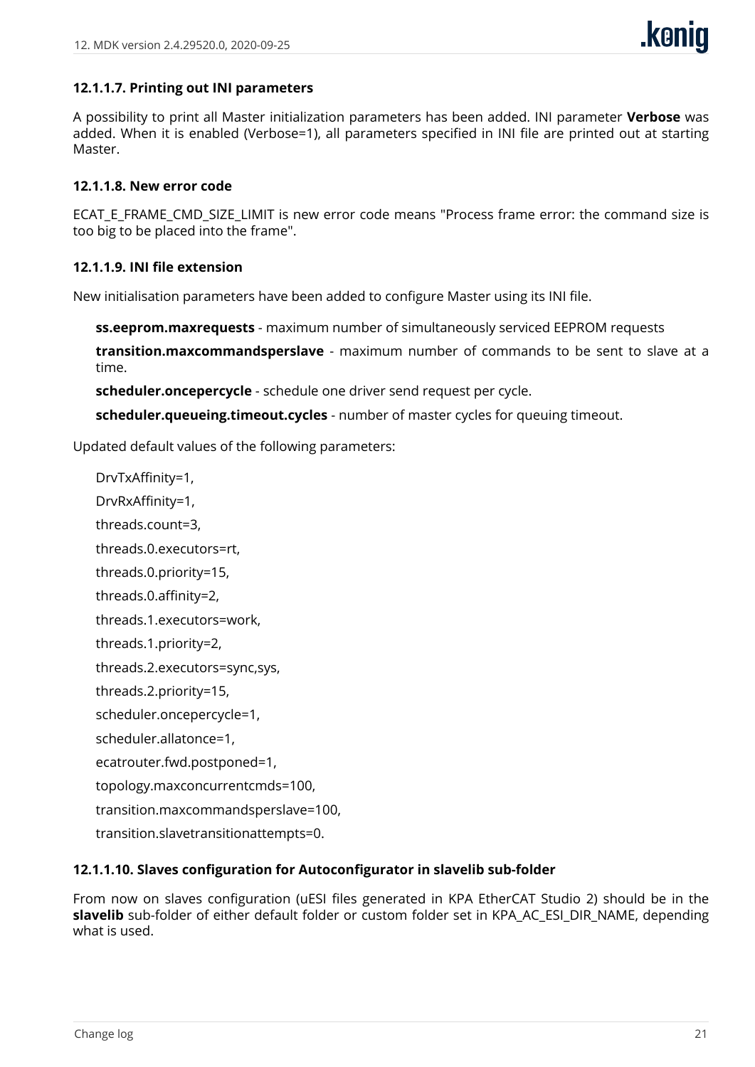#### 12.1.1.7. Printing out INI parameters

A possibility to print all Master initialization parameters has been added. INI parameter **Verbose** was added. When it is enabled (Verbose=1), all parameters specified in INI file are printed out at starting Master.

#### 12.1.1.8. New error code

ECAT_E_FRAME_CMD_SIZE_LIMIT is new error code means "Process frame error: the command size is too big to be placed into the frame".

#### 12.1.1.9. INI file extension

New initialisation parameters have been added to configure Master using its INI file.

**ss.eeprom.maxrequests** - maximum number of simultaneously serviced EEPROM requests

**transition.maxcommandsperslave** - maximum number of commands to be sent to slave at a time.

**scheduler.oncepercycle** - schedule one driver send request per cycle.

**scheduler.queueing.timeout.cycles** - number of master cycles for queuing timeout.

Updated default values of the following parameters:

DrvTxAffinity=1,

DrvRxAffinity=1,

threads.count=3,

threads.0.executors=rt,

threads.0.priority=15,

threads.0.affinity=2,

threads.1.executors=work,

threads.1.priority=2,

threads.2.executors=sync,sys,

threads.2.priority=15,

scheduler.oncepercycle=1,

scheduler.allatonce=1,

ecatrouter.fwd.postponed=1,

topology.maxconcurrentcmds=100,

transition.maxcommandsperslave=100,

transition.slavetransitionattempts=0.

#### 12.1.1.10. Slaves configuration for Autoconfigurator in slavelib sub-folder

From now on slaves configuration (uESI files generated in KPA EtherCAT Studio 2) should be in the **slavelib** sub-folder of either default folder or custom folder set in KPA_AC_ESI_DIR_NAME, depending what is used.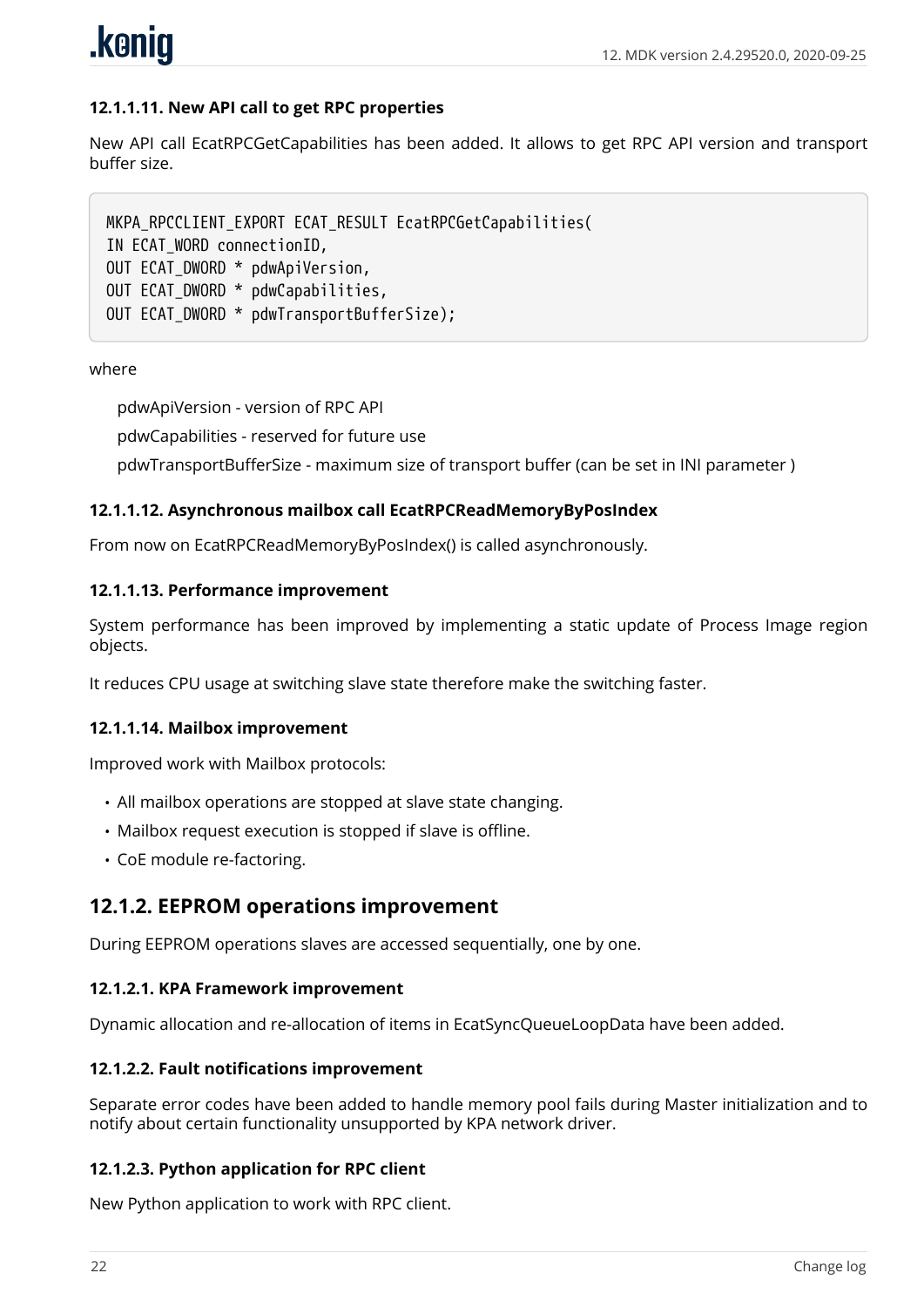#### 12.1.1.11. New API call to get RPC properties

New API call EcatRPCGetCapabilities has been added. It allows to get RPC API version and transport buffer size.

```
MKPA_RPCCLIENT_EXPORT ECAT_RESULT EcatRPCGetCapabilities(
IN ECAT_WORD connectionID,
OUT ECAT_DWORD * pdwApiVersion,
OUT ECAT_DWORD * pdwCapabilities,
OUT ECAT_DWORD * pdwTransportBufferSize);
```

where

pdwApiVersion - version of RPC API

pdwCapabilities - reserved for future use

pdwTransportBufferSize - maximum size of transport buffer (can be set in INI parameter )

#### 12.1.1.12. Asynchronous mailbox call EcatRPCReadMemoryByPosIndex

From now on EcatRPCReadMemoryByPosIndex() is called asynchronously.

#### 12.1.1.13. Performance improvement

System performance has been improved by implementing a static update of Process Image region objects.

It reduces CPU usage at switching slave state therefore make the switching faster.

#### 12.1.1.14. Mailbox improvement

Improved work with Mailbox protocols:

- All mailbox operations are stopped at slave state changing.
- Mailbox request execution is stopped if slave is offline.
- CoE module re-factoring.

### 12.1.2. EEPROM operations improvement

During EEPROM operations slaves are accessed sequentially, one by one.

#### 12.1.2.1. KPA Framework improvement

Dynamic allocation and re-allocation of items in EcatSyncQueueLoopData have been added.

#### 12.1.2.2. Fault notifications improvement

Separate error codes have been added to handle memory pool fails during Master initialization and to notify about certain functionality unsupported by KPA network driver.

#### 12.1.2.3. Python application for RPC client

New Python application to work with RPC client.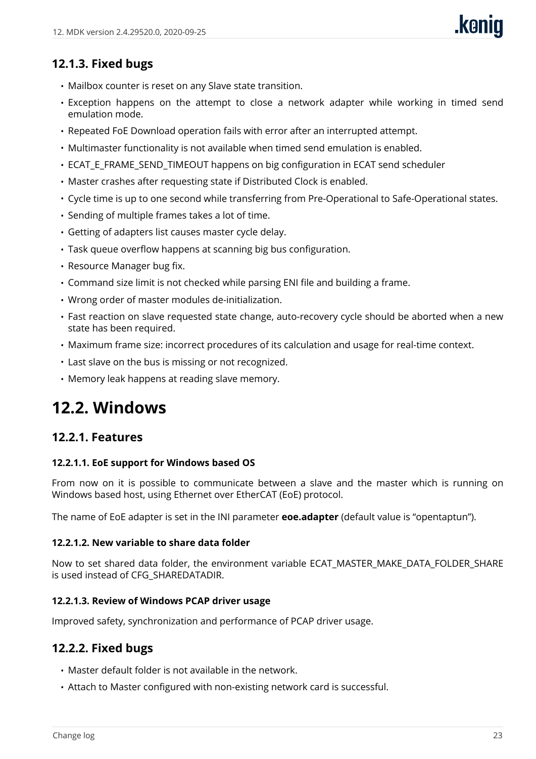### 12.1.3. Fixed bugs

- Mailbox counter is reset on any Slave state transition.
- Exception happens on the attempt to close a network adapter while working in timed send emulation mode.
- Repeated FoE Download operation fails with error after an interrupted attempt.
- Multimaster functionality is not available when timed send emulation is enabled.
- ECAT_E_FRAME_SEND_TIMEOUT happens on big configuration in ECAT send scheduler
- Master crashes after requesting state if Distributed Clock is enabled.
- Cycle time is up to one second while transferring from Pre-Operational to Safe-Operational states.
- Sending of multiple frames takes a lot of time.
- Getting of adapters list causes master cycle delay.
- Task queue overflow happens at scanning big bus configuration.
- Resource Manager bug fix.
- Command size limit is not checked while parsing ENI file and building a frame.
- Wrong order of master modules de-initialization.
- Fast reaction on slave requested state change, auto-recovery cycle should be aborted when a new state has been required.
- Maximum frame size: incorrect procedures of its calculation and usage for real-time context.
- Last slave on the bus is missing or not recognized.
- Memory leak happens at reading slave memory.

## 12.2. Windows

### 12.2.1. Features

#### 12.2.1.1. EoE support for Windows based OS

From now on it is possible to communicate between a slave and the master which is running on Windows based host, using Ethernet over EtherCAT (EoE) protocol.

The name of EoE adapter is set in the INI parameter **eoe.adapter** (default value is “opentaptun”).

#### 12.2.1.2. New variable to share data folder

Now to set shared data folder, the environment variable ECAT_MASTER_MAKE_DATA_FOLDER_SHARE is used instead of CFG_SHAREDATADIR.

#### 12.2.1.3. Review of Windows PCAP driver usage

Improved safety, synchronization and performance of PCAP driver usage.

### 12.2.2. Fixed bugs

- Master default folder is not available in the network.
- Attach to Master configured with non-existing network card is successful.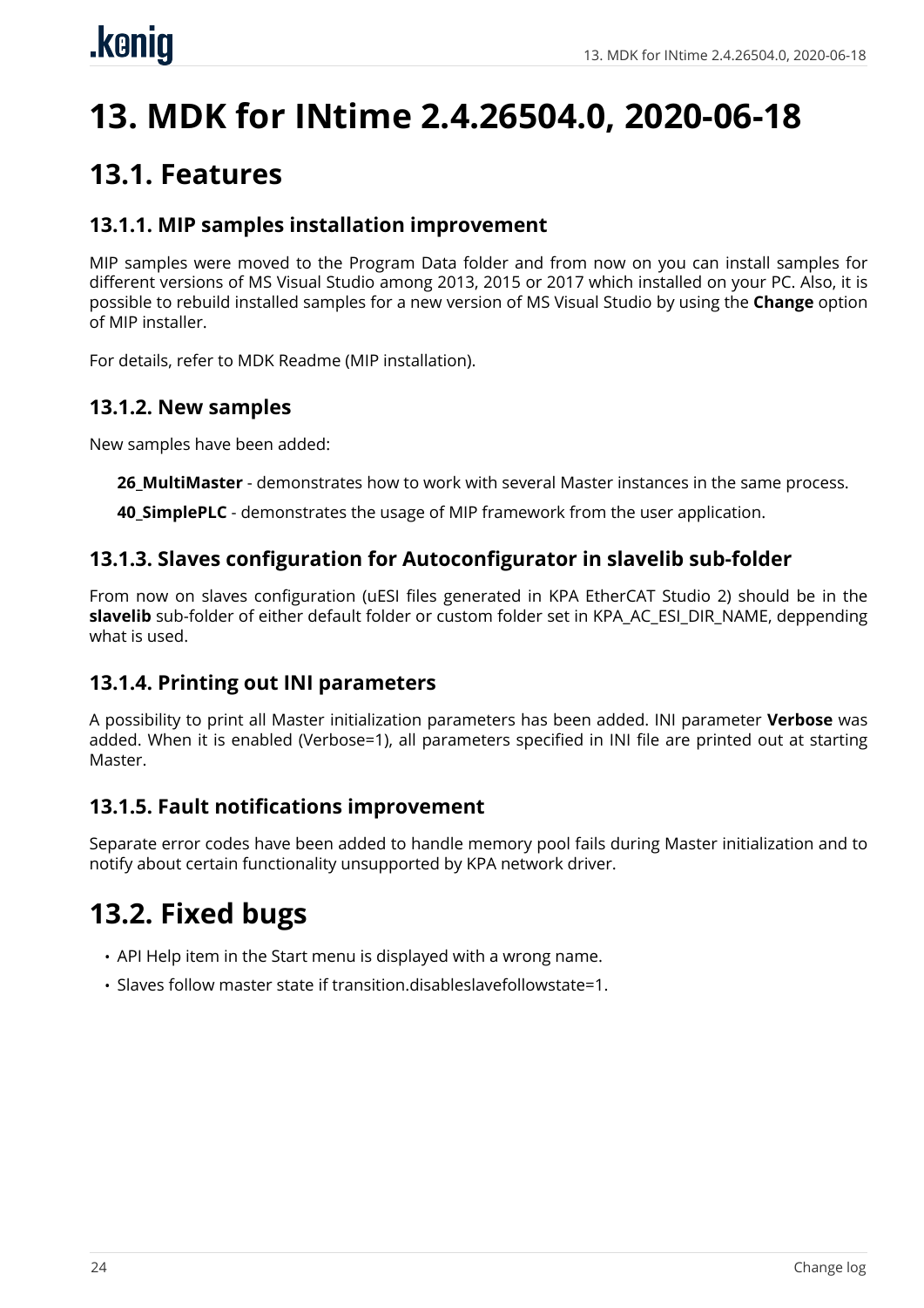# 13. MDK for INtime 2.4.26504.0, 2020-06-18

## 13.1. Features

### 13.1.1. MIP samples installation improvement

MIP samples were moved to the Program Data folder and from now on you can install samples for different versions of MS Visual Studio among 2013, 2015 or 2017 which installed on your PC. Also, it is possible to rebuild installed samples for a new version of MS Visual Studio by using the **Change** option of MIP installer.

For details, refer to MDK Readme (MIP installation).

### 13.1.2. New samples

New samples have been added:

**26_MultiMaster** - demonstrates how to work with several Master instances in the same process.

**40_SimplePLC** - demonstrates the usage of MIP framework from the user application.

### 13.1.3. Slaves configuration for Autoconfigurator in slavelib sub-folder

From now on slaves configuration (uESI files generated in KPA EtherCAT Studio 2) should be in the **slavelib** sub-folder of either default folder or custom folder set in KPA_AC_ESI_DIR_NAME, deppending what is used.

### 13.1.4. Printing out INI parameters

A possibility to print all Master initialization parameters has been added. INI parameter **Verbose** was added. When it is enabled (Verbose=1), all parameters specified in INI file are printed out at starting Master.

### 13.1.5. Fault notifications improvement

Separate error codes have been added to handle memory pool fails during Master initialization and to notify about certain functionality unsupported by KPA network driver.

## 13.2. Fixed bugs

- API Help item in the Start menu is displayed with a wrong name.
- Slaves follow master state if transition.disableslavefollowstate=1.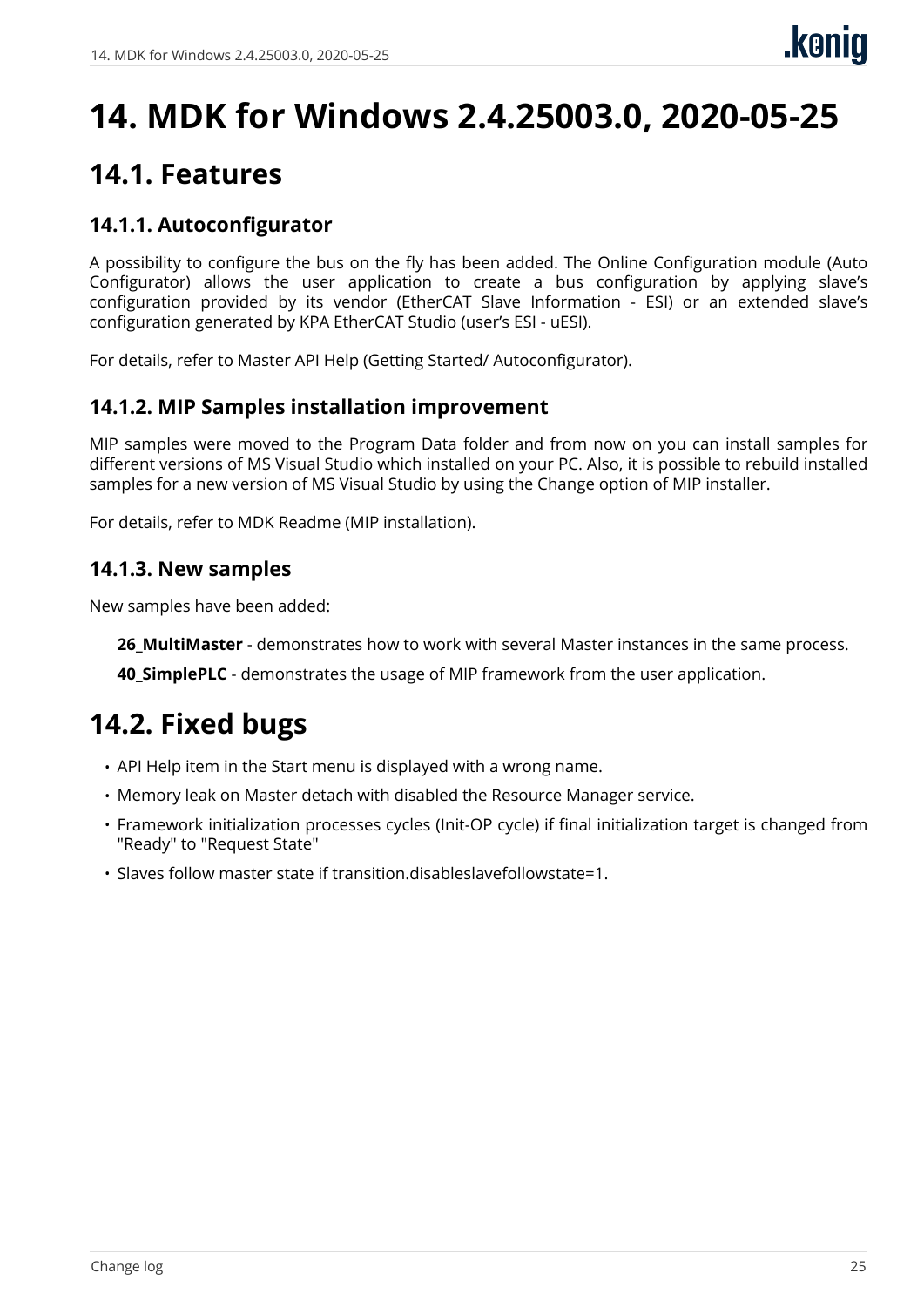# 14. MDK for Windows 2.4.25003.0, 2020-05-25

## 14.1. Features

### 14.1.1. Autoconfigurator

A possibility to configure the bus on the fly has been added. The Online Configuration module (Auto Configurator) allows the user application to create a bus configuration by applying slave's configuration provided by its vendor (EtherCAT Slave Information - ESI) or an extended slave's configuration generated by KPA EtherCAT Studio (user's ESI - uESI).

For details, refer to Master API Help (Getting Started/ Autoconfigurator).

### 14.1.2. MIP Samples installation improvement

MIP samples were moved to the Program Data folder and from now on you can install samples for different versions of MS Visual Studio which installed on your PC. Also, it is possible to rebuild installed samples for a new version of MS Visual Studio by using the Change option of MIP installer.

For details, refer to MDK Readme (MIP installation).

### 14.1.3. New samples

New samples have been added:

**26_MultiMaster** - demonstrates how to work with several Master instances in the same process.

**40_SimplePLC** - demonstrates the usage of MIP framework from the user application.

## 14.2. Fixed bugs

- API Help item in the Start menu is displayed with a wrong name.
- Memory leak on Master detach with disabled the Resource Manager service.
- Framework initialization processes cycles (Init-OP cycle) if final initialization target is changed from "Ready" to "Request State"
- Slaves follow master state if transition.disableslavefollowstate=1.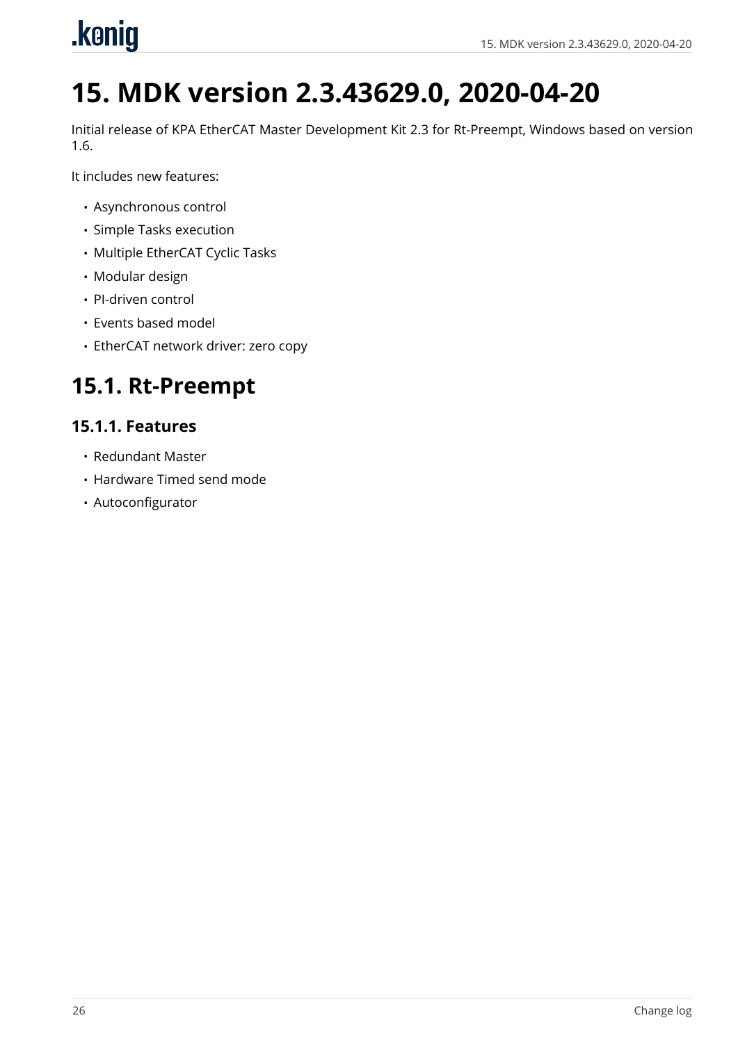# 15. MDK version 2.3.43629.0, 2020-04-20

Initial release of KPA EtherCAT Master Development Kit 2.3 for Rt-Preempt, Windows based on version 1.6.

It includes new features:

- Asynchronous control
- Simple Tasks execution
- Multiple EtherCAT Cyclic Tasks
- Modular design
- PI-driven control
- Events based model
- EtherCAT network driver: zero copy

## 15.1. Rt-Preempt

### 15.1.1. Features

- Redundant Master
- Hardware Timed send mode
- Autoconfigurator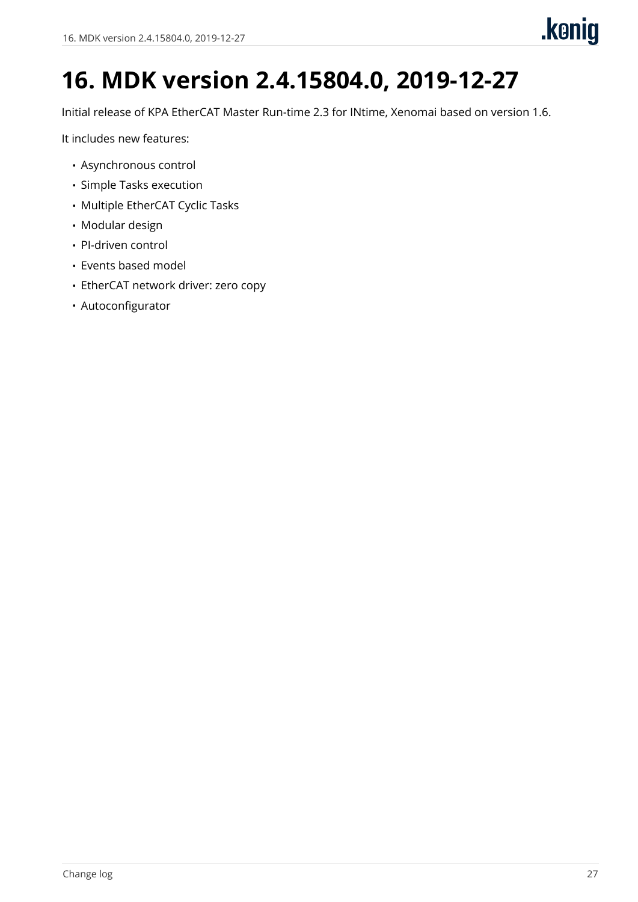# 16. MDK version 2.4.15804.0, 2019-12-27

Initial release of KPA EtherCAT Master Run-time 2.3 for INtime, Xenomai based on version 1.6.

It includes new features:

- Asynchronous control
- Simple Tasks execution
- Multiple EtherCAT Cyclic Tasks
- Modular design
- PI-driven control
- Events based model
- EtherCAT network driver: zero copy
- Autoconfigurator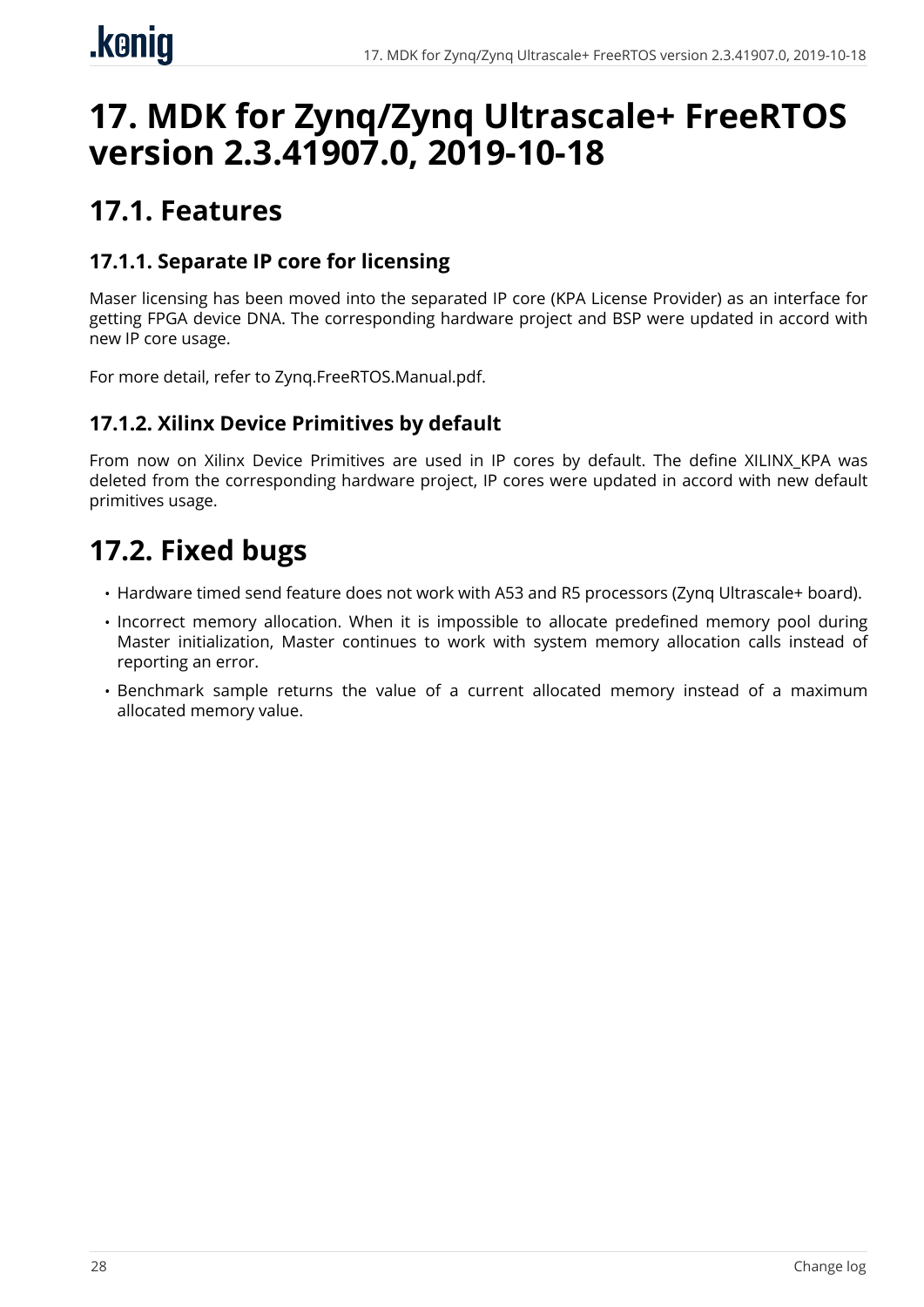# 17. MDK for Zynq/Zynq Ultrascale+ FreeRTOS version 2.3.41907.0, 2019-10-18

## 17.1. Features

### 17.1.1. Separate IP core for licensing

Maser licensing has been moved into the separated IP core (KPA License Provider) as an interface for getting FPGA device DNA. The corresponding hardware project and BSP were updated in accord with new IP core usage.

For more detail, refer to Zynq.FreeRTOS.Manual.pdf.

### 17.1.2. Xilinx Device Primitives by default

From now on Xilinx Device Primitives are used in IP cores by default. The define XILINX_KPA was deleted from the corresponding hardware project, IP cores were updated in accord with new default primitives usage.

## 17.2. Fixed bugs

- Hardware timed send feature does not work with A53 and R5 processors (Zynq Ultrascale+ board).
- Incorrect memory allocation. When it is impossible to allocate predefined memory pool during Master initialization, Master continues to work with system memory allocation calls instead of reporting an error.
- Benchmark sample returns the value of a current allocated memory instead of a maximum allocated memory value.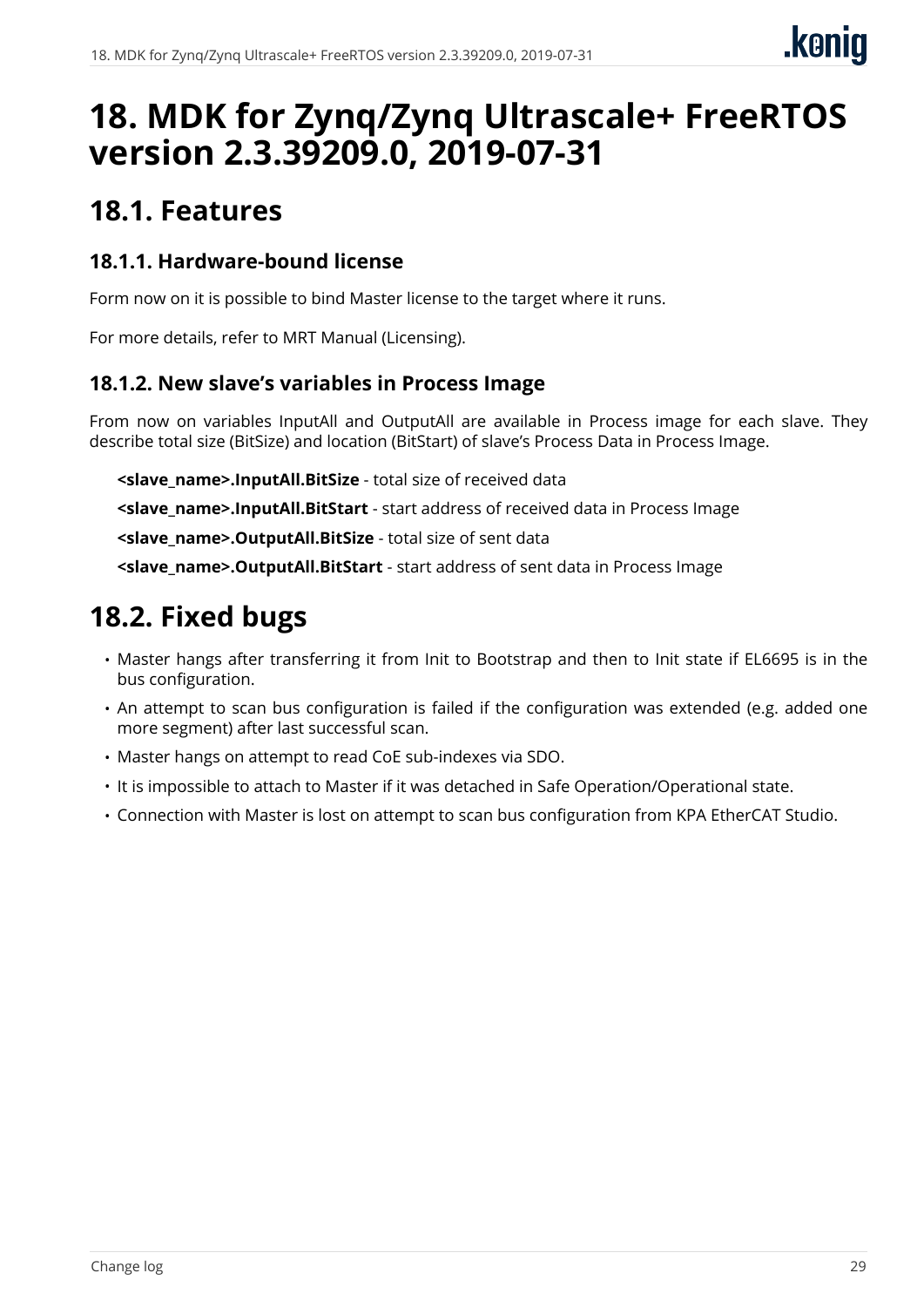# 18. MDK for Zynq/Zynq Ultrascale+ FreeRTOS version 2.3.39209.0, 2019-07-31

## 18.1. Features

### 18.1.1. Hardware-bound license

Form now on it is possible to bind Master license to the target where it runs.

For more details, refer to MRT Manual (Licensing).

### 18.1.2. New slave's variables in Process Image

From now on variables InputAll and OutputAll are available in Process image for each slave. They describe total size (BitSize) and location (BitStart) of slave's Process Data in Process Image.

**<slave_name>.InputAll.BitSize** - total size of received data

**<slave_name>.InputAll.BitStart** - start address of received data in Process Image

**<slave_name>.OutputAll.BitSize** - total size of sent data

**<slave_name>.OutputAll.BitStart** - start address of sent data in Process Image

## 18.2. Fixed bugs

- Master hangs after transferring it from Init to Bootstrap and then to Init state if EL6695 is in the bus configuration.
- An attempt to scan bus configuration is failed if the configuration was extended (e.g. added one more segment) after last successful scan.
- Master hangs on attempt to read CoE sub-indexes via SDO.
- It is impossible to attach to Master if it was detached in Safe Operation/Operational state.
- Connection with Master is lost on attempt to scan bus configuration from KPA EtherCAT Studio.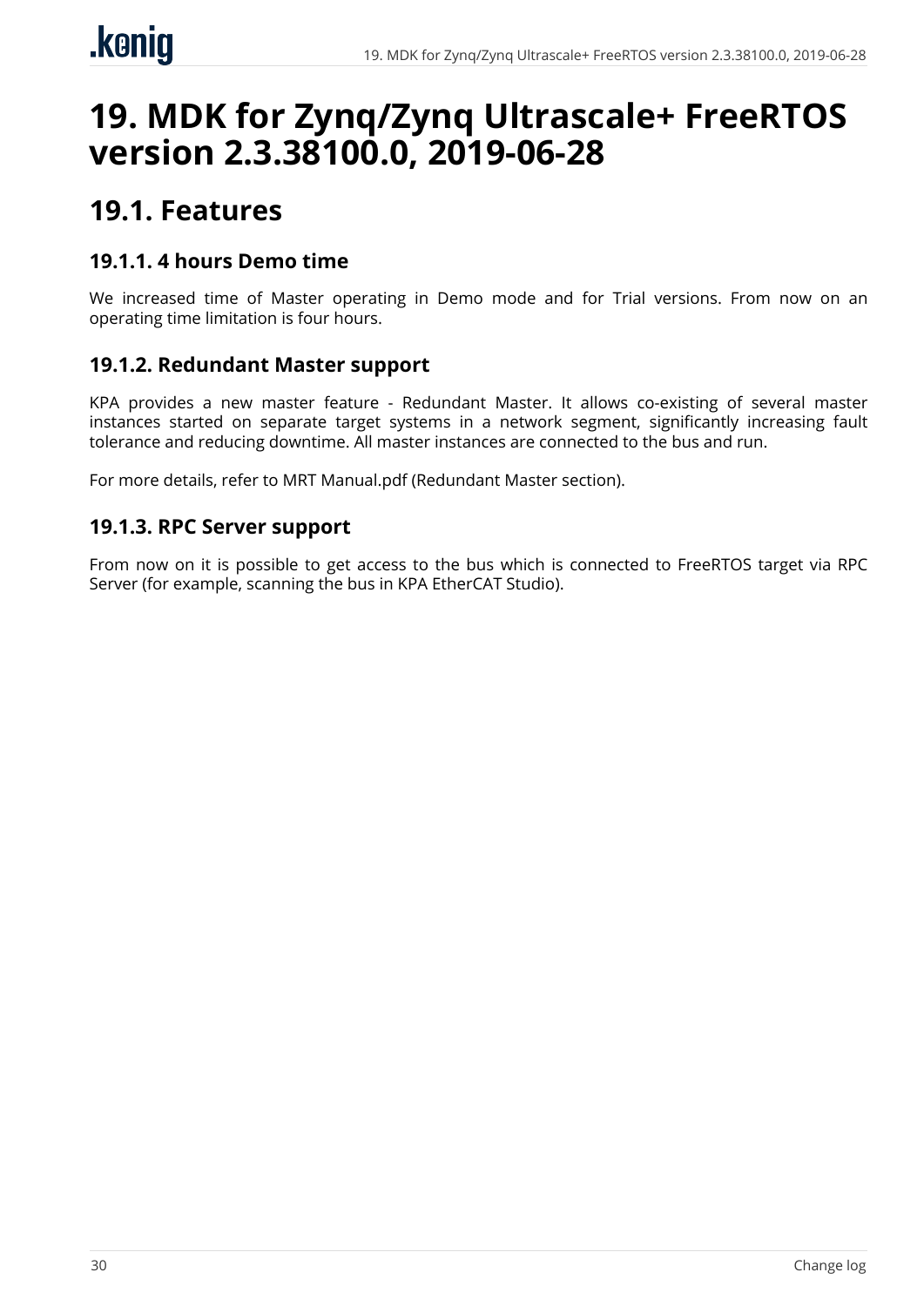# 19. MDK for Zynq/Zynq Ultrascale+ FreeRTOS version 2.3.38100.0, 2019-06-28

## 19.1. Features

### 19.1.1. 4 hours Demo time

We increased time of Master operating in Demo mode and for Trial versions. From now on an operating time limitation is four hours.

### 19.1.2. Redundant Master support

KPA provides a new master feature - Redundant Master. It allows co-existing of several master instances started on separate target systems in a network segment, significantly increasing fault tolerance and reducing downtime. All master instances are connected to the bus and run.

For more details, refer to MRT Manual.pdf (Redundant Master section).

### 19.1.3. RPC Server support

From now on it is possible to get access to the bus which is connected to FreeRTOS target via RPC Server (for example, scanning the bus in KPA EtherCAT Studio).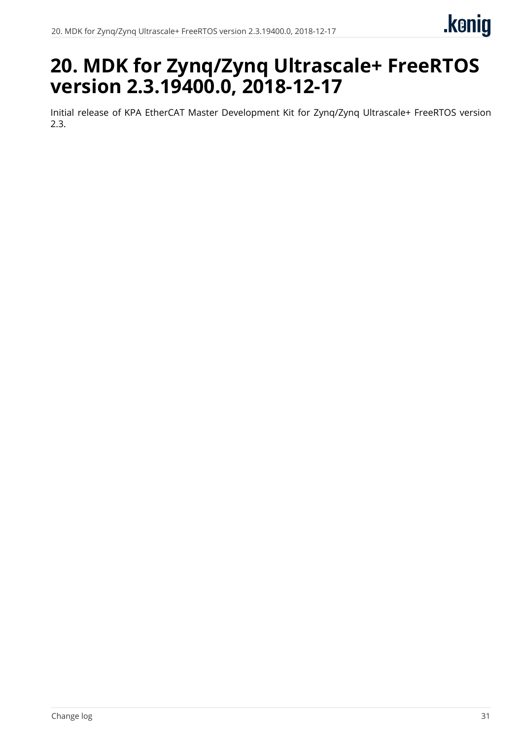# 20. MDK for Zynq/Zynq Ultrascale+ FreeRTOS version 2.3.19400.0, 2018-12-17

Initial release of KPA EtherCAT Master Development Kit for Zynq/Zynq Ultrascale+ FreeRTOS version 2.3.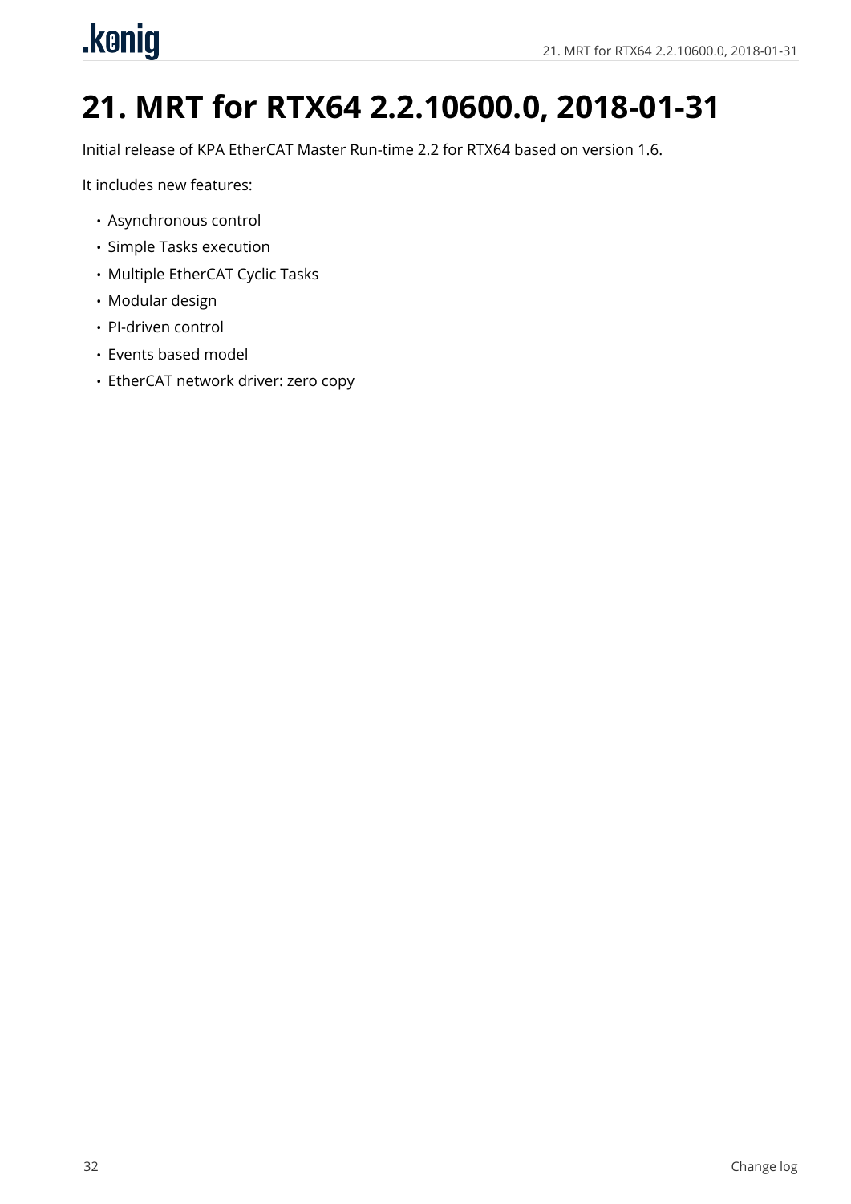# 21. MRT for RTX64 2.2.10600.0, 2018-01-31

Initial release of KPA EtherCAT Master Run-time 2.2 for RTX64 based on version 1.6.

It includes new features:

- Asynchronous control
- Simple Tasks execution
- Multiple EtherCAT Cyclic Tasks
- Modular design
- PI-driven control
- Events based model
- EtherCAT network driver: zero copy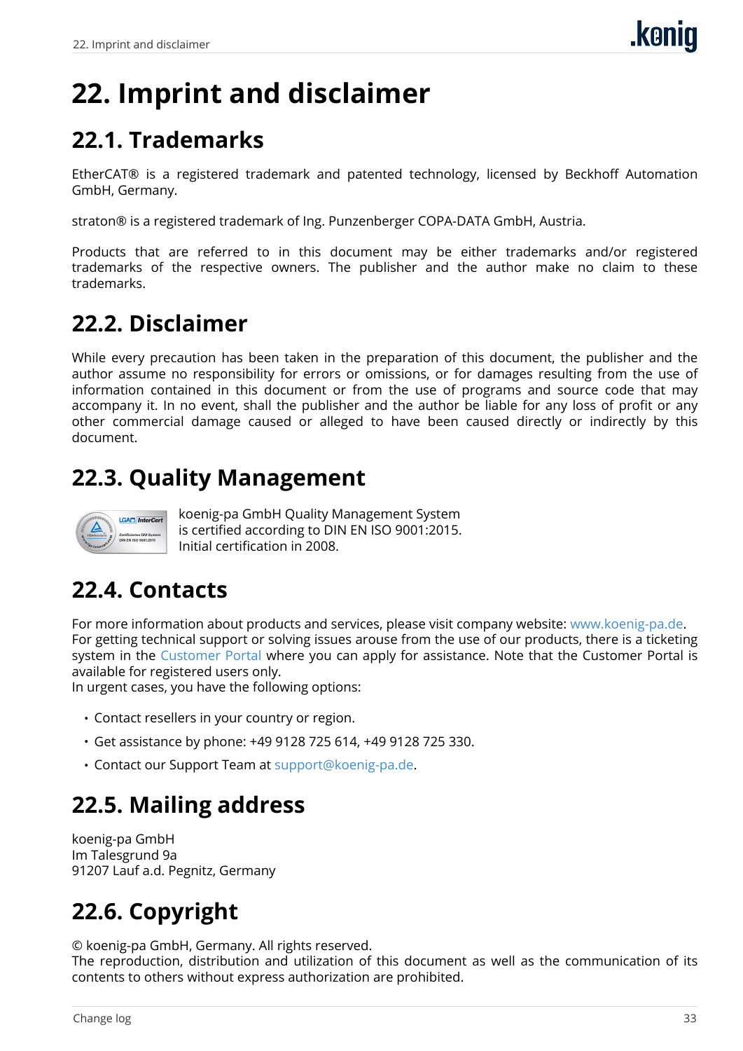# 22. Imprint and disclaimer

## 22.1. Trademarks

EtherCAT® is a registered trademark and patented technology, licensed by Beckhoff Automation GmbH, Germany.

straton® is a registered trademark of Ing. Punzenberger COPA-DATA GmbH, Austria.

Products that are referred to in this document may be either trademarks and/or registered trademarks of the respective owners. The publisher and the author make no claim to these trademarks.

## 22.2. Disclaimer

While every precaution has been taken in the preparation of this document, the publisher and the author assume no responsibility for errors or omissions, or for damages resulting from the use of information contained in this document or from the use of programs and source code that may accompany it. In no event, shall the publisher and the author be liable for any loss of profit or any other commercial damage caused or alleged to have been caused directly or indirectly by this document.

## 22.3. Quality Management

koenig-pa GmbH Quality Management System
is certified according to DIN EN ISO 9001:2015.
Initial certification in 2008.

## 22.4. Contacts

For more information about products and services, please visit company website: www.koenig-pa.de.
For getting technical support or solving issues arouse from the use of our products, there is a ticketing system in the Customer Portal where you can apply for assistance. Note that the Customer Portal is available for registered users only.
In urgent cases, you have the following options:

- Contact resellers in your country or region.
- Get assistance by phone: +49 9128 725 614, +49 9128 725 330.
- Contact our Support Team at support@koenig-pa.de.

## 22.5. Mailing address

koenig-pa GmbH
Im Talesgrund 9a
91207 Lauf a.d. Pegnitz, Germany

## 22.6. Copyright

© koenig-pa GmbH, Germany. All rights reserved.
The reproduction, distribution and utilization of this document as well as the communication of its contents to others without express authorization are prohibited.